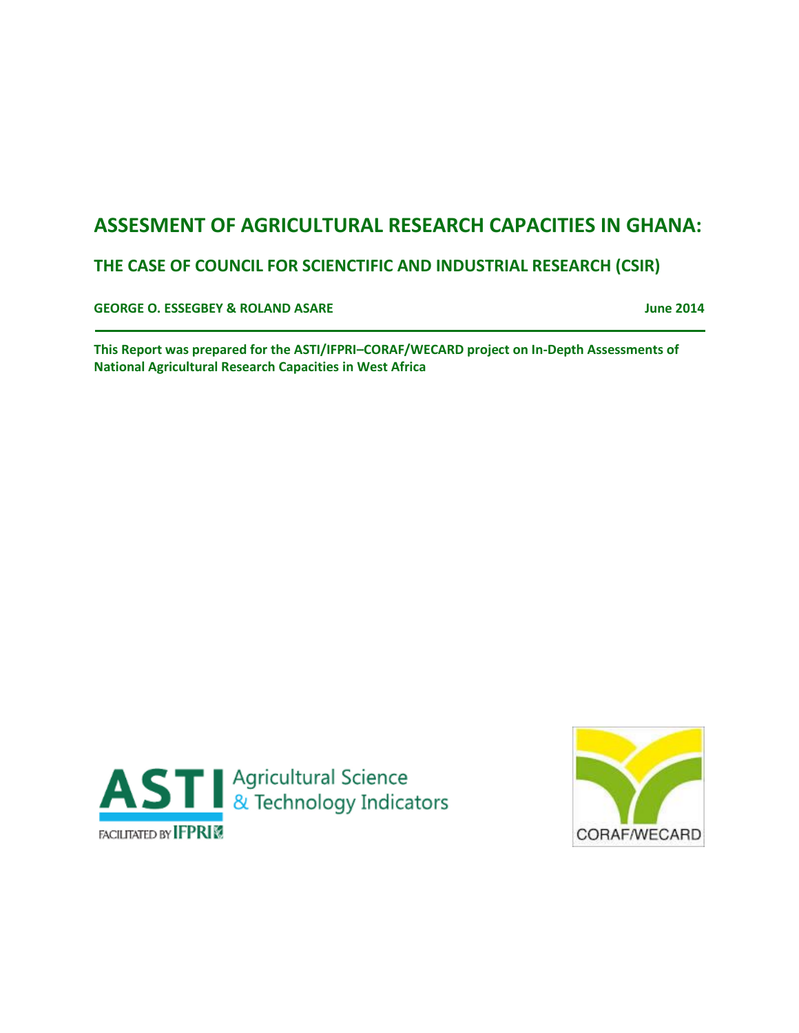# ASSESMENT OF AGRICULTURAL RESEARCH CAPACITIES IN GHANA:

## THE CASE OF COUNCIL FOR SCIENCTIFIC AND INDUSTRIAL RESEARCH (CSIR)

**GEORGE O. ESSEGBEY & ROLAND ASARE** **June 2014**

**This Report was prepared for the ASTI/IFPRI–CORAF/WECARD project on In-Depth Assessments of National Agricultural Research Capacities in West Africa**

ASTI Agricultural Science & Technology Indicators

FACILITATED BY IFPRI

CORAF/WECARD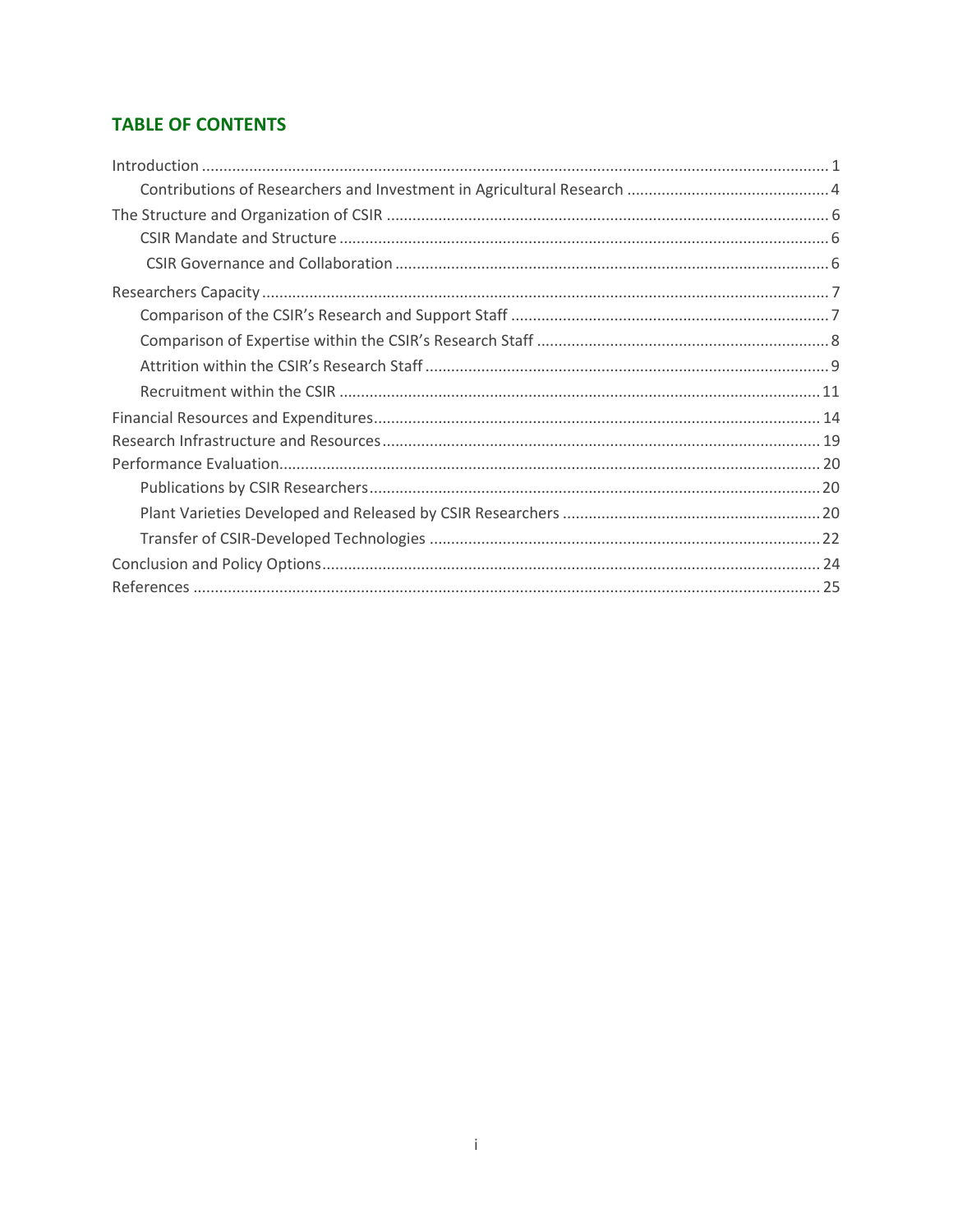## TABLE OF CONTENTS

- Introduction ........................................................................................................ 1
  - Contributions of Researchers and Investment in Agricultural Research ........................ 4
- The Structure and Organization of CSIR ........................................................................ 6
  - CSIR Mandate and Structure ........................................................................ 6
  - CSIR Governance and Collaboration ........................................................................ 6
- Researchers Capacity ........................................................................................................ 7
  - Comparison of the CSIR's Research and Support Staff ........................................ 7
  - Comparison of Expertise within the CSIR's Research Staff ........................................ 8
  - Attrition within the CSIR's Research Staff ........................................................................ 9
  - Recruitment within the CSIR ........................................................................ 11
- Financial Resources and Expenditures ........................................................................ 14
- Research Infrastructure and Resources ........................................................................ 19
- Performance Evaluation ........................................................................................................ 20
  - Publications by CSIR Researchers ........................................................................ 20
  - Plant Varieties Developed and Released by CSIR Researchers ........................................ 20
  - Transfer of CSIR-Developed Technologies ........................................................................ 22
- Conclusion and Policy Options ........................................................................ 24
- References ........................................................................................................ 25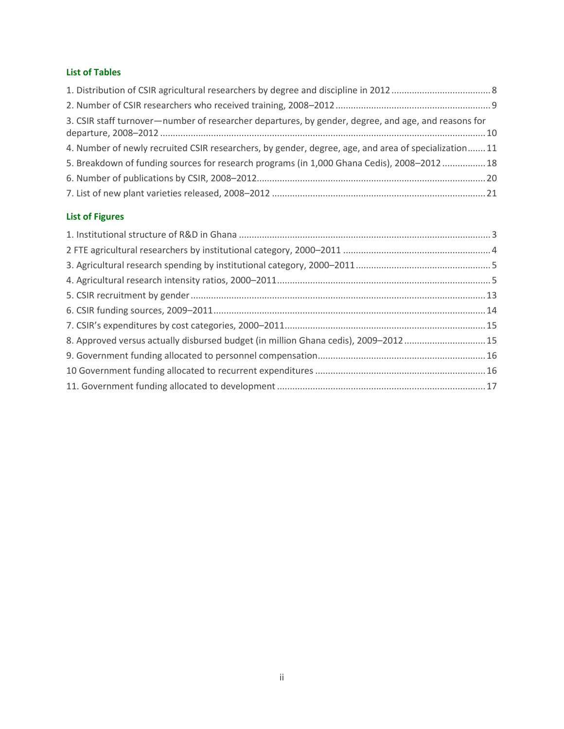### List of Tables

1. Distribution of CSIR agricultural researchers by degree and discipline in 2012 ....................................... 8
2. Number of CSIR researchers who received training, 2008–2012 ............................................................ 9
3. CSIR staff turnover—number of researcher departures, by gender, degree, and age, and reasons for departure, 2008–2012 ............................................................................................................................ 10
4. Number of newly recruited CSIR researchers, by gender, degree, age, and area of specialization ....... 11
5. Breakdown of funding sources for research programs (in 1,000 Ghana Cedis), 2008–2012 ................. 18
6. Number of publications by CSIR, 2008–2012 ......................................................................................... 20
7. List of new plant varieties released, 2008–2012 .................................................................................... 21

### List of Figures

1. Institutional structure of R&D in Ghana .................................................................................................. 3

2 FTE agricultural researchers by institutional category, 2000–2011 .......................................................... 4

3. Agricultural research spending by institutional category, 2000–2011 .................................................... 5
4. Agricultural research intensity ratios, 2000–2011 ................................................................................... 5
5. CSIR recruitment by gender ................................................................................................................... 13
6. CSIR funding sources, 2009–2011 .......................................................................................................... 14
7. CSIR's expenditures by cost categories, 2000–2011 .............................................................................. 15
8. Approved versus actually disbursed budget (in million Ghana cedis), 2009–2012 ............................... 15
9. Government funding allocated to personnel compensation ................................................................. 16

10 Government funding allocated to recurrent expenditures .................................................................. 16

11. Government funding allocated to development ................................................................................. 17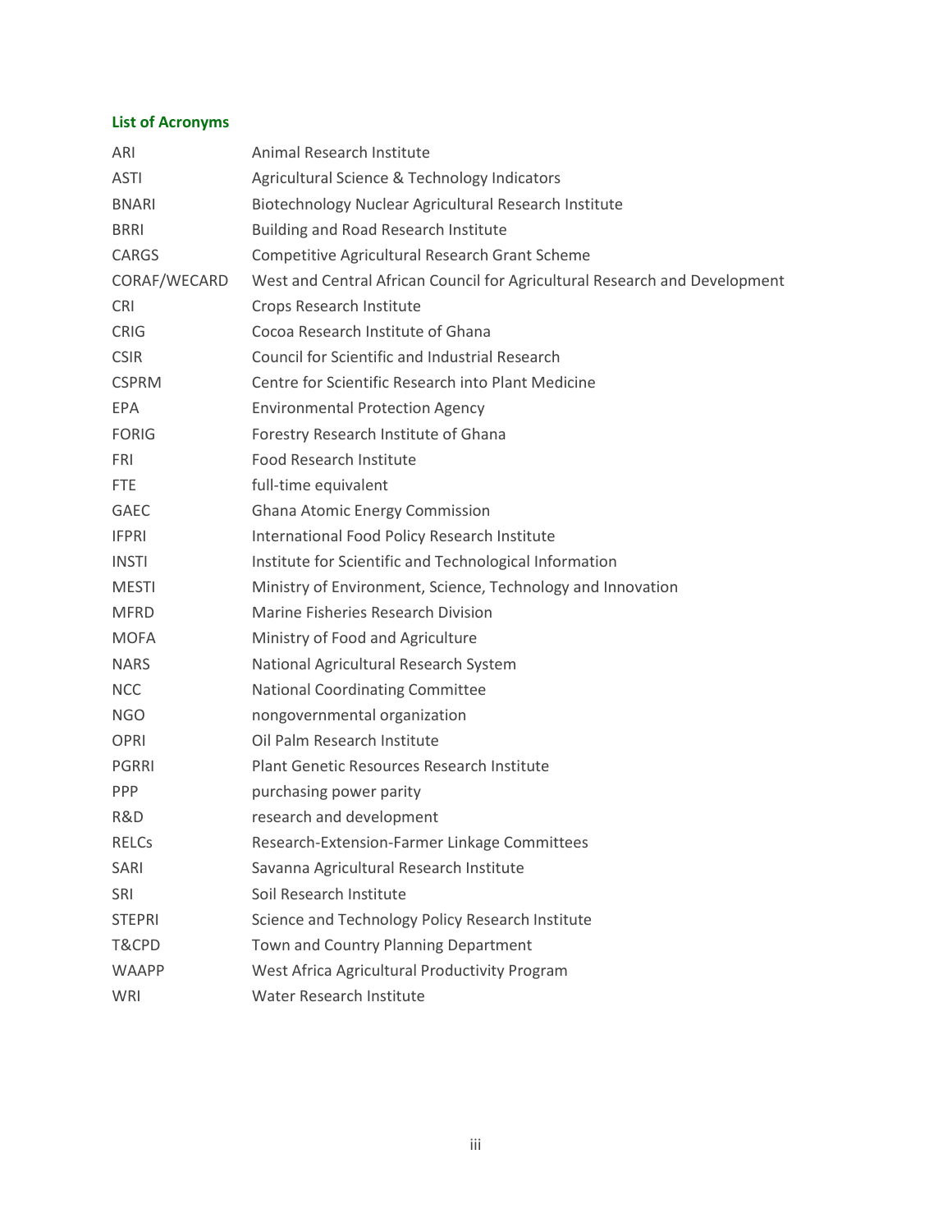### List of Acronyms

| | |
|---|---|
| ARI | Animal Research Institute |
| ASTI | Agricultural Science & Technology Indicators |
| BNARI | Biotechnology Nuclear Agricultural Research Institute |
| BRRI | Building and Road Research Institute |
| CARGS | Competitive Agricultural Research Grant Scheme |
| CORAF/WECARD | West and Central African Council for Agricultural Research and Development |
| CRI | Crops Research Institute |
| CRIG | Cocoa Research Institute of Ghana |
| CSIR | Council for Scientific and Industrial Research |
| CSPRM | Centre for Scientific Research into Plant Medicine |
| EPA | Environmental Protection Agency |
| FORIG | Forestry Research Institute of Ghana |
| FRI | Food Research Institute |
| FTE | full-time equivalent |
| GAEC | Ghana Atomic Energy Commission |
| IFPRI | International Food Policy Research Institute |
| INSTI | Institute for Scientific and Technological Information |
| MESTI | Ministry of Environment, Science, Technology and Innovation |
| MFRD | Marine Fisheries Research Division |
| MOFA | Ministry of Food and Agriculture |
| NARS | National Agricultural Research System |
| NCC | National Coordinating Committee |
| NGO | nongovernmental organization |
| OPRI | Oil Palm Research Institute |
| PGRRI | Plant Genetic Resources Research Institute |
| PPP | purchasing power parity |
| R&D | research and development |
| RELCs | Research-Extension-Farmer Linkage Committees |
| SARI | Savanna Agricultural Research Institute |
| SRI | Soil Research Institute |
| STEPRI | Science and Technology Policy Research Institute |
| T&CPD | Town and Country Planning Department |
| WAAPP | West Africa Agricultural Productivity Program |
| WRI | Water Research Institute |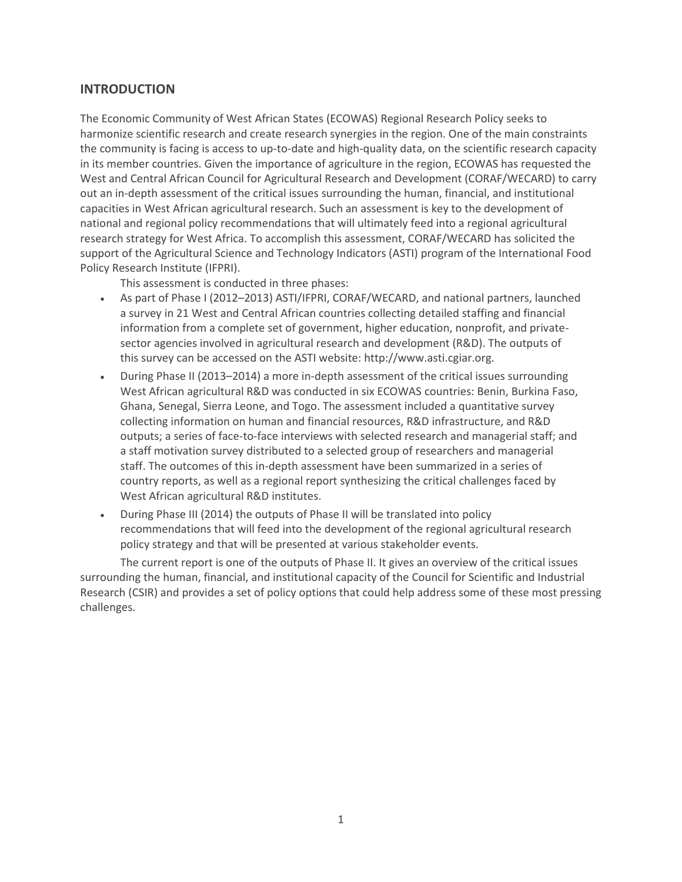## INTRODUCTION

The Economic Community of West African States (ECOWAS) Regional Research Policy seeks to harmonize scientific research and create research synergies in the region. One of the main constraints the community is facing is access to up-to-date and high-quality data, on the scientific research capacity in its member countries. Given the importance of agriculture in the region, ECOWAS has requested the West and Central African Council for Agricultural Research and Development (CORAF/WECARD) to carry out an in-depth assessment of the critical issues surrounding the human, financial, and institutional capacities in West African agricultural research. Such an assessment is key to the development of national and regional policy recommendations that will ultimately feed into a regional agricultural research strategy for West Africa. To accomplish this assessment, CORAF/WECARD has solicited the support of the Agricultural Science and Technology Indicators (ASTI) program of the International Food Policy Research Institute (IFPRI).

This assessment is conducted in three phases:

- As part of Phase I (2012–2013) ASTI/IFPRI, CORAF/WECARD, and national partners, launched a survey in 21 West and Central African countries collecting detailed staffing and financial information from a complete set of government, higher education, nonprofit, and private-sector agencies involved in agricultural research and development (R&D). The outputs of this survey can be accessed on the ASTI website: http://www.asti.cgiar.org.
- During Phase II (2013–2014) a more in-depth assessment of the critical issues surrounding West African agricultural R&D was conducted in six ECOWAS countries: Benin, Burkina Faso, Ghana, Senegal, Sierra Leone, and Togo. The assessment included a quantitative survey collecting information on human and financial resources, R&D infrastructure, and R&D outputs; a series of face-to-face interviews with selected research and managerial staff; and a staff motivation survey distributed to a selected group of researchers and managerial staff. The outcomes of this in-depth assessment have been summarized in a series of country reports, as well as a regional report synthesizing the critical challenges faced by West African agricultural R&D institutes.
- During Phase III (2014) the outputs of Phase II will be translated into policy recommendations that will feed into the development of the regional agricultural research policy strategy and that will be presented at various stakeholder events.

The current report is one of the outputs of Phase II. It gives an overview of the critical issues surrounding the human, financial, and institutional capacity of the Council for Scientific and Industrial Research (CSIR) and provides a set of policy options that could help address some of these most pressing challenges.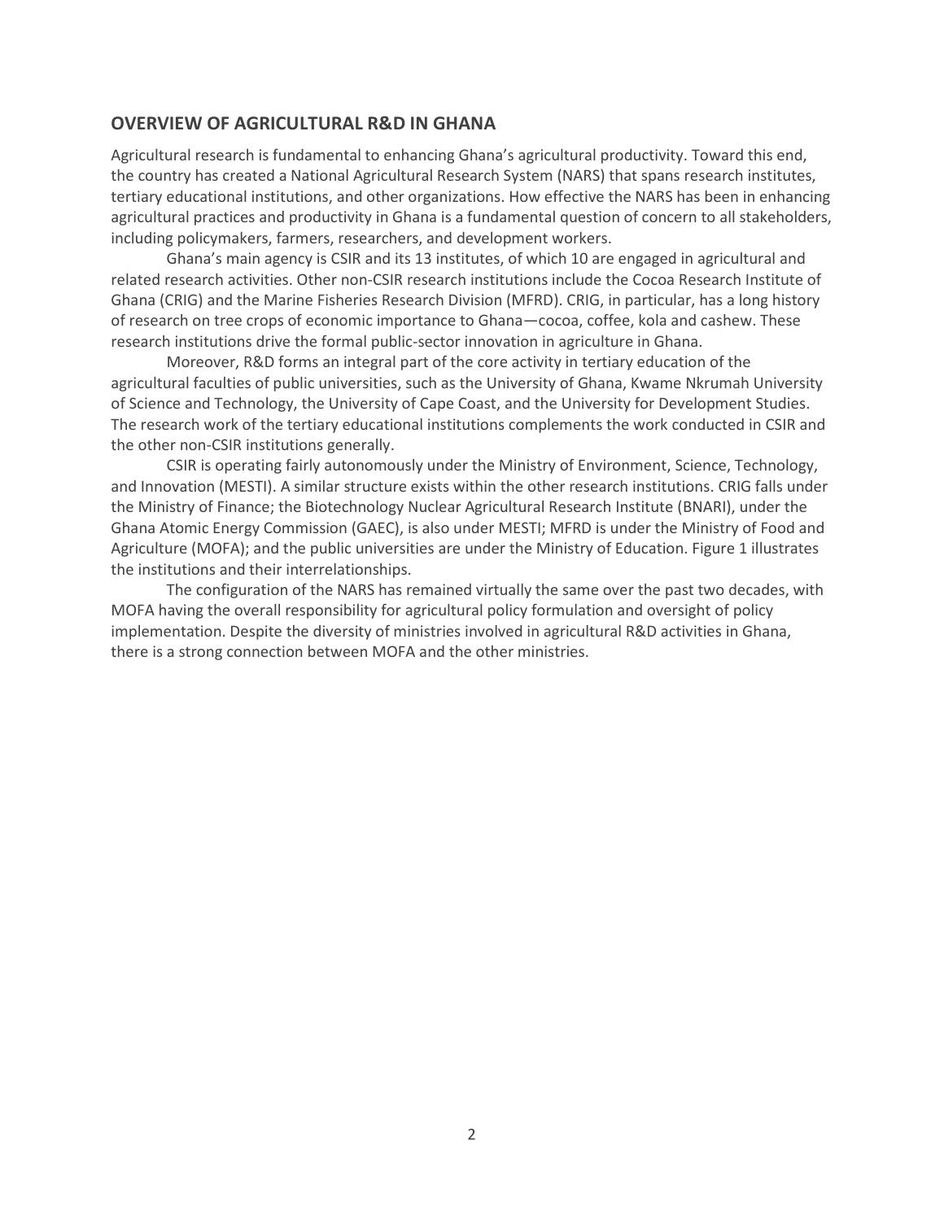## OVERVIEW OF AGRICULTURAL R&D IN GHANA

Agricultural research is fundamental to enhancing Ghana's agricultural productivity. Toward this end, the country has created a National Agricultural Research System (NARS) that spans research institutes, tertiary educational institutions, and other organizations. How effective the NARS has been in enhancing agricultural practices and productivity in Ghana is a fundamental question of concern to all stakeholders, including policymakers, farmers, researchers, and development workers.

Ghana's main agency is CSIR and its 13 institutes, of which 10 are engaged in agricultural and related research activities. Other non-CSIR research institutions include the Cocoa Research Institute of Ghana (CRIG) and the Marine Fisheries Research Division (MFRD). CRIG, in particular, has a long history of research on tree crops of economic importance to Ghana—cocoa, coffee, kola and cashew. These research institutions drive the formal public-sector innovation in agriculture in Ghana.

Moreover, R&D forms an integral part of the core activity in tertiary education of the agricultural faculties of public universities, such as the University of Ghana, Kwame Nkrumah University of Science and Technology, the University of Cape Coast, and the University for Development Studies. The research work of the tertiary educational institutions complements the work conducted in CSIR and the other non-CSIR institutions generally.

CSIR is operating fairly autonomously under the Ministry of Environment, Science, Technology, and Innovation (MESTI). A similar structure exists within the other research institutions. CRIG falls under the Ministry of Finance; the Biotechnology Nuclear Agricultural Research Institute (BNARI), under the Ghana Atomic Energy Commission (GAEC), is also under MESTI; MFRD is under the Ministry of Food and Agriculture (MOFA); and the public universities are under the Ministry of Education. Figure 1 illustrates the institutions and their interrelationships.

The configuration of the NARS has remained virtually the same over the past two decades, with MOFA having the overall responsibility for agricultural policy formulation and oversight of policy implementation. Despite the diversity of ministries involved in agricultural R&D activities in Ghana, there is a strong connection between MOFA and the other ministries.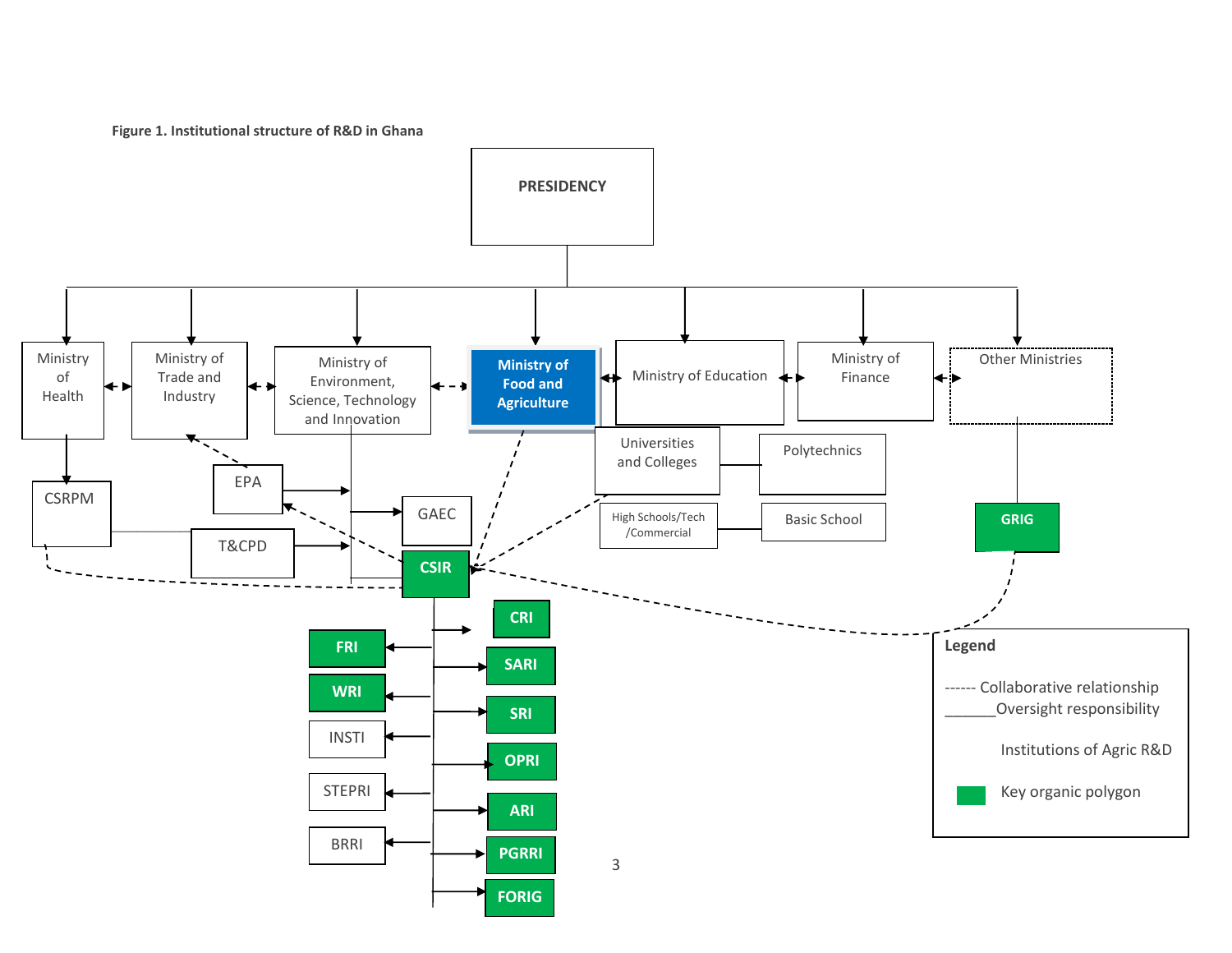**Figure 1. Institutional structure of R&D in Ghana**

PRESIDENCY

Ministry of Health

Ministry of Trade and Industry

Ministry of Environment, Science, Technology and Innovation

Ministry of Food and Agriculture

Ministry of Education

Ministry of Finance

Other Ministries

Universities and Colleges

Polytechnics

High Schools/Tech /Commercial

Basic School

GRIG

CSRPM

EPA

GAEC

T&CPD

CSIR

CRI

FRI

SARI

WRI

SRI

INSTI

OPRI

STEPRI

ARI

BRRI

PGRRI

FORIG

Legend

------ Collaborative relationship

______Oversight responsibility

Institutions of Agric R&D

Key organic polygon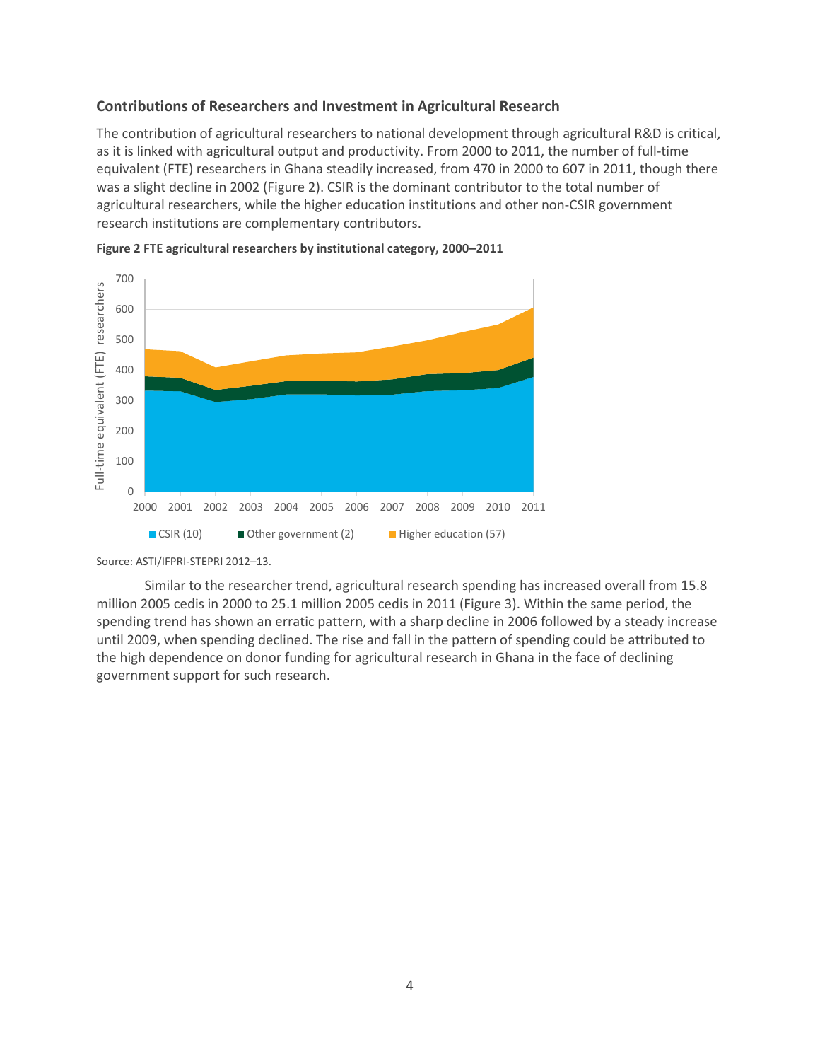### Contributions of Researchers and Investment in Agricultural Research

The contribution of agricultural researchers to national development through agricultural R&D is critical, as it is linked with agricultural output and productivity. From 2000 to 2011, the number of full-time equivalent (FTE) researchers in Ghana steadily increased, from 470 in 2000 to 607 in 2011, though there was a slight decline in 2002 (Figure 2). CSIR is the dominant contributor to the total number of agricultural researchers, while the higher education institutions and other non-CSIR government research institutions are complementary contributors.

**Figure 2 FTE agricultural researchers by institutional category, 2000–2011**

Source: ASTI/IFPRI-STEPRI 2012–13.

Similar to the researcher trend, agricultural research spending has increased overall from 15.8 million 2005 cedis in 2000 to 25.1 million 2005 cedis in 2011 (Figure 3). Within the same period, the spending trend has shown an erratic pattern, with a sharp decline in 2006 followed by a steady increase until 2009, when spending declined. The rise and fall in the pattern of spending could be attributed to the high dependence on donor funding for agricultural research in Ghana in the face of declining government support for such research.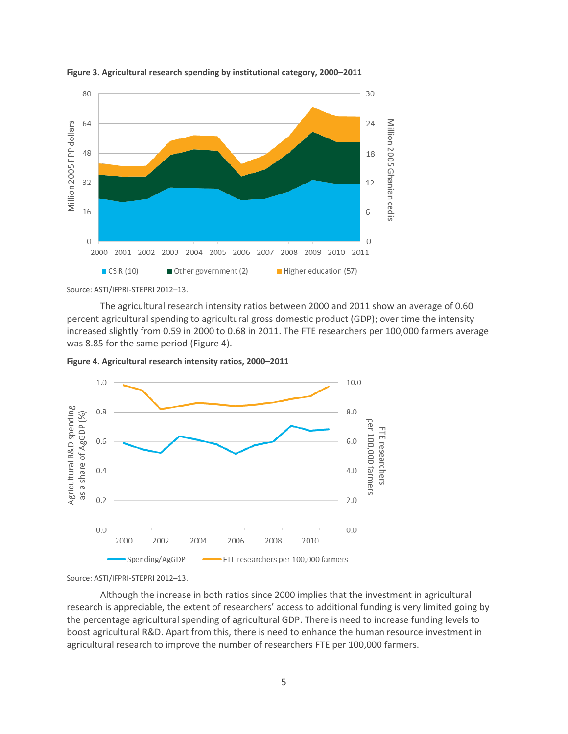**Figure 3. Agricultural research spending by institutional category, 2000–2011**

Source: ASTI/IFPRI-STEPRI 2012–13.

The agricultural research intensity ratios between 2000 and 2011 show an average of 0.60 percent agricultural spending to agricultural gross domestic product (GDP); over time the intensity increased slightly from 0.59 in 2000 to 0.68 in 2011. The FTE researchers per 100,000 farmers average was 8.85 for the same period (Figure 4).

**Figure 4. Agricultural research intensity ratios, 2000–2011**

Source: ASTI/IFPRI-STEPRI 2012–13.

Although the increase in both ratios since 2000 implies that the investment in agricultural research is appreciable, the extent of researchers' access to additional funding is very limited going by the percentage agricultural spending of agricultural GDP. There is need to increase funding levels to boost agricultural R&D. Apart from this, there is need to enhance the human resource investment in agricultural research to improve the number of researchers FTE per 100,000 farmers.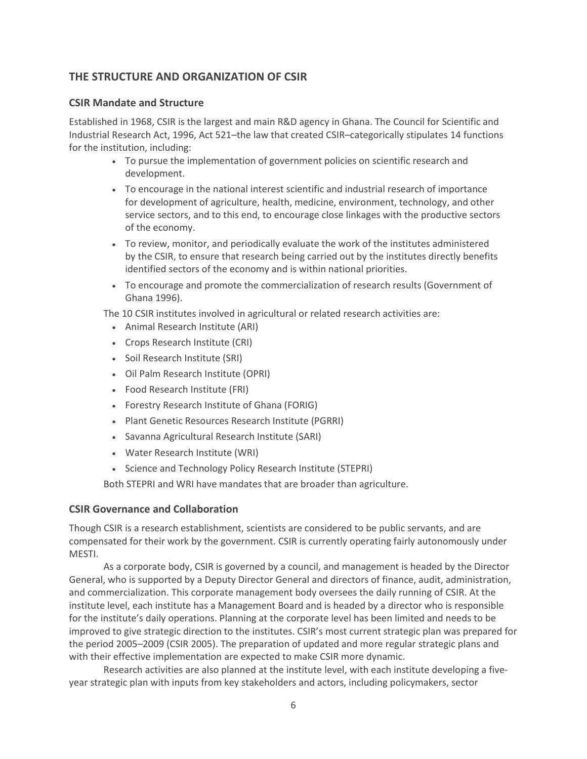## THE STRUCTURE AND ORGANIZATION OF CSIR

### CSIR Mandate and Structure

Established in 1968, CSIR is the largest and main R&D agency in Ghana. The Council for Scientific and Industrial Research Act, 1996, Act 521–the law that created CSIR–categorically stipulates 14 functions for the institution, including:

- To pursue the implementation of government policies on scientific research and development.
- To encourage in the national interest scientific and industrial research of importance for development of agriculture, health, medicine, environment, technology, and other service sectors, and to this end, to encourage close linkages with the productive sectors of the economy.
- To review, monitor, and periodically evaluate the work of the institutes administered by the CSIR, to ensure that research being carried out by the institutes directly benefits identified sectors of the economy and is within national priorities.
- To encourage and promote the commercialization of research results (Government of Ghana 1996).

The 10 CSIR institutes involved in agricultural or related research activities are:

- Animal Research Institute (ARI)
- Crops Research Institute (CRI)
- Soil Research Institute (SRI)
- Oil Palm Research Institute (OPRI)
- Food Research Institute (FRI)
- Forestry Research Institute of Ghana (FORIG)
- Plant Genetic Resources Research Institute (PGRRI)
- Savanna Agricultural Research Institute (SARI)
- Water Research Institute (WRI)
- Science and Technology Policy Research Institute (STEPRI)

Both STEPRI and WRI have mandates that are broader than agriculture.

### CSIR Governance and Collaboration

Though CSIR is a research establishment, scientists are considered to be public servants, and are compensated for their work by the government. CSIR is currently operating fairly autonomously under MESTI.

As a corporate body, CSIR is governed by a council, and management is headed by the Director General, who is supported by a Deputy Director General and directors of finance, audit, administration, and commercialization. This corporate management body oversees the daily running of CSIR. At the institute level, each institute has a Management Board and is headed by a director who is responsible for the institute's daily operations. Planning at the corporate level has been limited and needs to be improved to give strategic direction to the institutes. CSIR's most current strategic plan was prepared for the period 2005–2009 (CSIR 2005). The preparation of updated and more regular strategic plans and with their effective implementation are expected to make CSIR more dynamic.

Research activities are also planned at the institute level, with each institute developing a five-year strategic plan with inputs from key stakeholders and actors, including policymakers, sector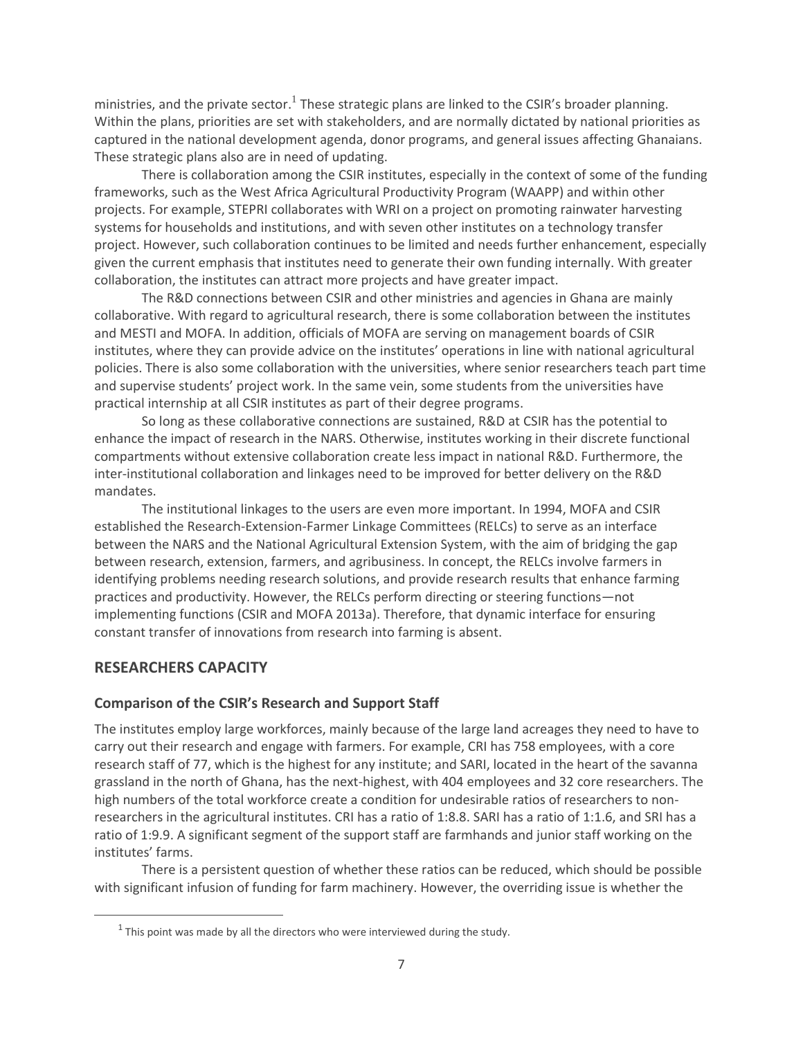ministries, and the private sector.[1] These strategic plans are linked to the CSIR's broader planning. Within the plans, priorities are set with stakeholders, and are normally dictated by national priorities as captured in the national development agenda, donor programs, and general issues affecting Ghanaians. These strategic plans also are in need of updating.

There is collaboration among the CSIR institutes, especially in the context of some of the funding frameworks, such as the West Africa Agricultural Productivity Program (WAAPP) and within other projects. For example, STEPRI collaborates with WRI on a project on promoting rainwater harvesting systems for households and institutions, and with seven other institutes on a technology transfer project. However, such collaboration continues to be limited and needs further enhancement, especially given the current emphasis that institutes need to generate their own funding internally. With greater collaboration, the institutes can attract more projects and have greater impact.

The R&D connections between CSIR and other ministries and agencies in Ghana are mainly collaborative. With regard to agricultural research, there is some collaboration between the institutes and MESTI and MOFA. In addition, officials of MOFA are serving on management boards of CSIR institutes, where they can provide advice on the institutes' operations in line with national agricultural policies. There is also some collaboration with the universities, where senior researchers teach part time and supervise students' project work. In the same vein, some students from the universities have practical internship at all CSIR institutes as part of their degree programs.

So long as these collaborative connections are sustained, R&D at CSIR has the potential to enhance the impact of research in the NARS. Otherwise, institutes working in their discrete functional compartments without extensive collaboration create less impact in national R&D. Furthermore, the inter-institutional collaboration and linkages need to be improved for better delivery on the R&D mandates.

The institutional linkages to the users are even more important. In 1994, MOFA and CSIR established the Research-Extension-Farmer Linkage Committees (RELCs) to serve as an interface between the NARS and the National Agricultural Extension System, with the aim of bridging the gap between research, extension, farmers, and agribusiness. In concept, the RELCs involve farmers in identifying problems needing research solutions, and provide research results that enhance farming practices and productivity. However, the RELCs perform directing or steering functions—not implementing functions (CSIR and MOFA 2013a). Therefore, that dynamic interface for ensuring constant transfer of innovations from research into farming is absent.

## RESEARCHERS CAPACITY

### Comparison of the CSIR's Research and Support Staff

The institutes employ large workforces, mainly because of the large land acreages they need to have to carry out their research and engage with farmers. For example, CRI has 758 employees, with a core research staff of 77, which is the highest for any institute; and SARI, located in the heart of the savanna grassland in the north of Ghana, has the next-highest, with 404 employees and 32 core researchers. The high numbers of the total workforce create a condition for undesirable ratios of researchers to non-researchers in the agricultural institutes. CRI has a ratio of 1:8.8. SARI has a ratio of 1:1.6, and SRI has a ratio of 1:9.9. A significant segment of the support staff are farmhands and junior staff working on the institutes' farms.

There is a persistent question of whether these ratios can be reduced, which should be possible with significant infusion of funding for farm machinery. However, the overriding issue is whether the

[1] This point was made by all the directors who were interviewed during the study.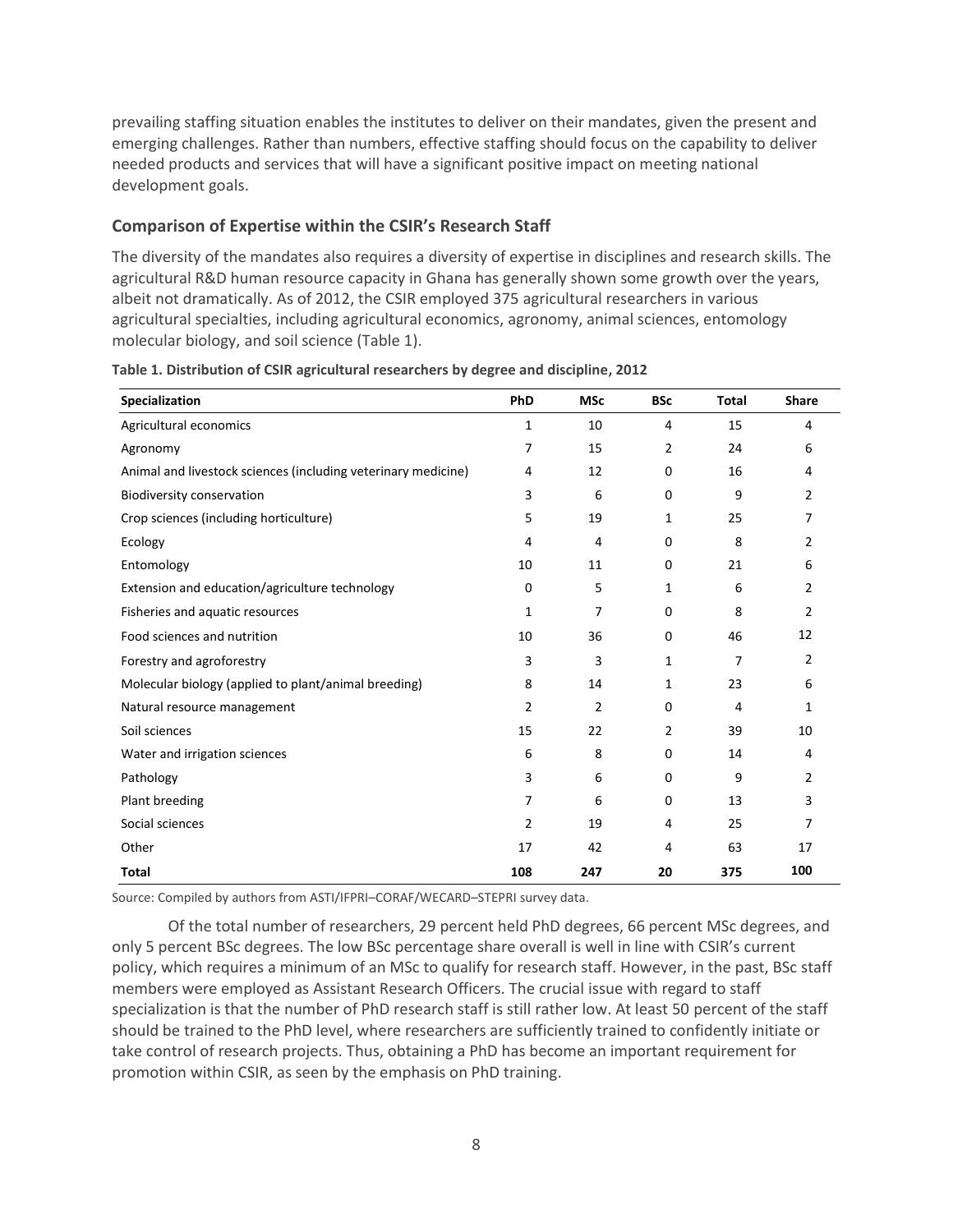prevailing staffing situation enables the institutes to deliver on their mandates, given the present and emerging challenges. Rather than numbers, effective staffing should focus on the capability to deliver needed products and services that will have a significant positive impact on meeting national development goals.

### Comparison of Expertise within the CSIR's Research Staff

The diversity of the mandates also requires a diversity of expertise in disciplines and research skills. The agricultural R&D human resource capacity in Ghana has generally shown some growth over the years, albeit not dramatically. As of 2012, the CSIR employed 375 agricultural researchers in various agricultural specialties, including agricultural economics, agronomy, animal sciences, entomology molecular biology, and soil science (Table 1).

**Table 1. Distribution of CSIR agricultural researchers by degree and discipline, 2012**

| Specialization | PhD | MSc | BSc | Total | Share |
|---|---|---|---|---|---|
| Agricultural economics | 1 | 10 | 4 | 15 | 4 |
| Agronomy | 7 | 15 | 2 | 24 | 6 |
| Animal and livestock sciences (including veterinary medicine) | 4 | 12 | 0 | 16 | 4 |
| Biodiversity conservation | 3 | 6 | 0 | 9 | 2 |
| Crop sciences (including horticulture) | 5 | 19 | 1 | 25 | 7 |
| Ecology | 4 | 4 | 0 | 8 | 2 |
| Entomology | 10 | 11 | 0 | 21 | 6 |
| Extension and education/agriculture technology | 0 | 5 | 1 | 6 | 2 |
| Fisheries and aquatic resources | 1 | 7 | 0 | 8 | 2 |
| Food sciences and nutrition | 10 | 36 | 0 | 46 | 12 |
| Forestry and agroforestry | 3 | 3 | 1 | 7 | 2 |
| Molecular biology (applied to plant/animal breeding) | 8 | 14 | 1 | 23 | 6 |
| Natural resource management | 2 | 2 | 0 | 4 | 1 |
| Soil sciences | 15 | 22 | 2 | 39 | 10 |
| Water and irrigation sciences | 6 | 8 | 0 | 14 | 4 |
| Pathology | 3 | 6 | 0 | 9 | 2 |
| Plant breeding | 7 | 6 | 0 | 13 | 3 |
| Social sciences | 2 | 19 | 4 | 25 | 7 |
| Other | 17 | 42 | 4 | 63 | 17 |
| **Total** | **108** | **247** | **20** | **375** | **100** |

Source: Compiled by authors from ASTI/IFPRI–CORAF/WECARD–STEPRI survey data.

Of the total number of researchers, 29 percent held PhD degrees, 66 percent MSc degrees, and only 5 percent BSc degrees. The low BSc percentage share overall is well in line with CSIR's current policy, which requires a minimum of an MSc to qualify for research staff. However, in the past, BSc staff members were employed as Assistant Research Officers. The crucial issue with regard to staff specialization is that the number of PhD research staff is still rather low. At least 50 percent of the staff should be trained to the PhD level, where researchers are sufficiently trained to confidently initiate or take control of research projects. Thus, obtaining a PhD has become an important requirement for promotion within CSIR, as seen by the emphasis on PhD training.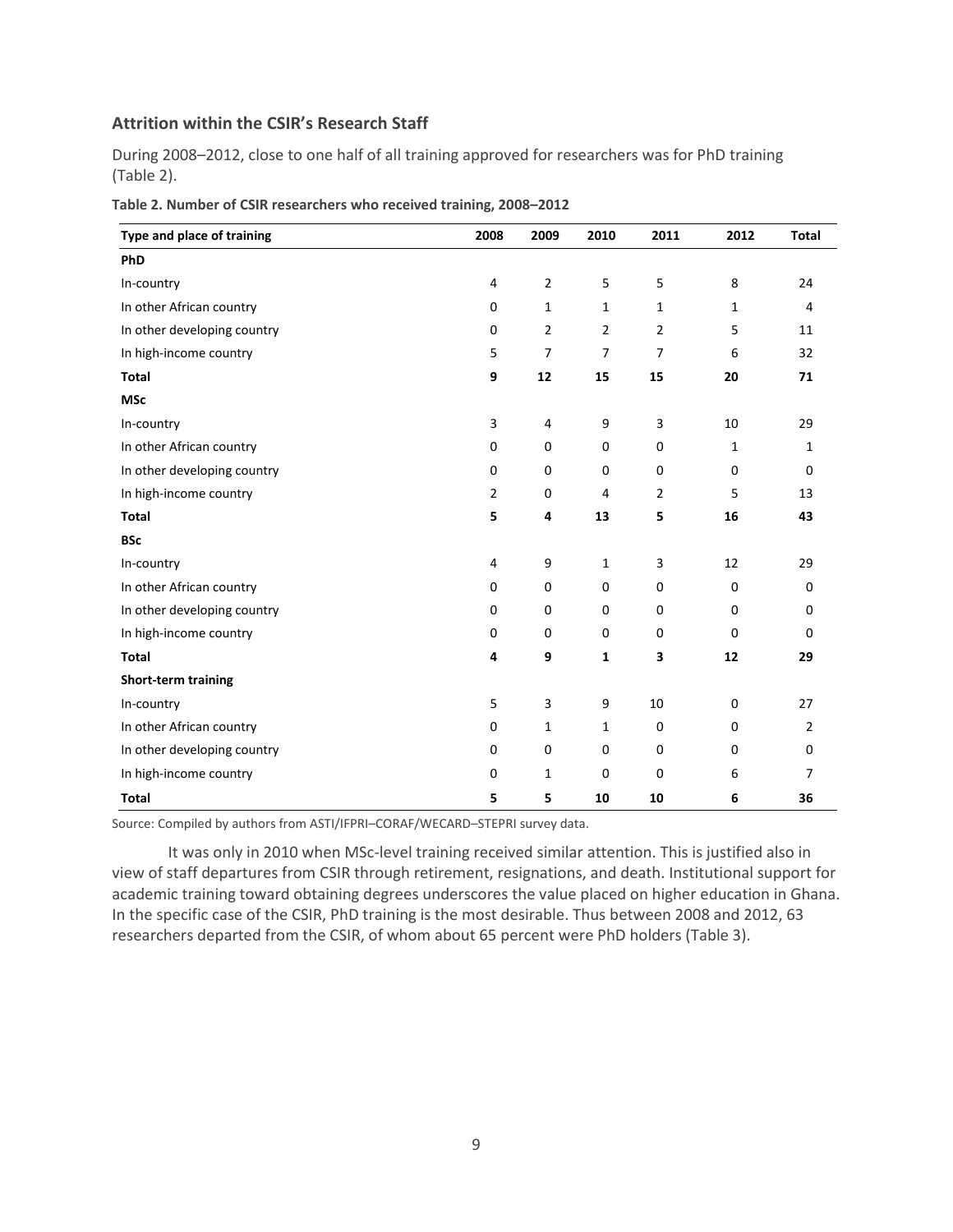### Attrition within the CSIR's Research Staff

During 2008–2012, close to one half of all training approved for researchers was for PhD training (Table 2).

**Table 2. Number of CSIR researchers who received training, 2008–2012**

| Type and place of training | 2008 | 2009 | 2010 | 2011 | 2012 | Total |
|---|---|---|---|---|---|---|
| **PhD** | | | | | | |
| In-country | 4 | 2 | 5 | 5 | 8 | 24 |
| In other African country | 0 | 1 | 1 | 1 | 1 | 4 |
| In other developing country | 0 | 2 | 2 | 2 | 5 | 11 |
| In high-income country | 5 | 7 | 7 | 7 | 6 | 32 |
| **Total** | **9** | **12** | **15** | **15** | **20** | **71** |
| **MSc** | | | | | | |
| In-country | 3 | 4 | 9 | 3 | 10 | 29 |
| In other African country | 0 | 0 | 0 | 0 | 1 | 1 |
| In other developing country | 0 | 0 | 0 | 0 | 0 | 0 |
| In high-income country | 2 | 0 | 4 | 2 | 5 | 13 |
| **Total** | **5** | **4** | **13** | **5** | **16** | **43** |
| **BSc** | | | | | | |
| In-country | 4 | 9 | 1 | 3 | 12 | 29 |
| In other African country | 0 | 0 | 0 | 0 | 0 | 0 |
| In other developing country | 0 | 0 | 0 | 0 | 0 | 0 |
| In high-income country | 0 | 0 | 0 | 0 | 0 | 0 |
| **Total** | **4** | **9** | **1** | **3** | **12** | **29** |
| **Short-term training** | | | | | | |
| In-country | 5 | 3 | 9 | 10 | 0 | 27 |
| In other African country | 0 | 1 | 1 | 0 | 0 | 2 |
| In other developing country | 0 | 0 | 0 | 0 | 0 | 0 |
| In high-income country | 0 | 1 | 0 | 0 | 6 | 7 |
| **Total** | **5** | **5** | **10** | **10** | **6** | **36** |

Source: Compiled by authors from ASTI/IFPRI–CORAF/WECARD–STEPRI survey data.

It was only in 2010 when MSc-level training received similar attention. This is justified also in view of staff departures from CSIR through retirement, resignations, and death. Institutional support for academic training toward obtaining degrees underscores the value placed on higher education in Ghana. In the specific case of the CSIR, PhD training is the most desirable. Thus between 2008 and 2012, 63 researchers departed from the CSIR, of whom about 65 percent were PhD holders (Table 3).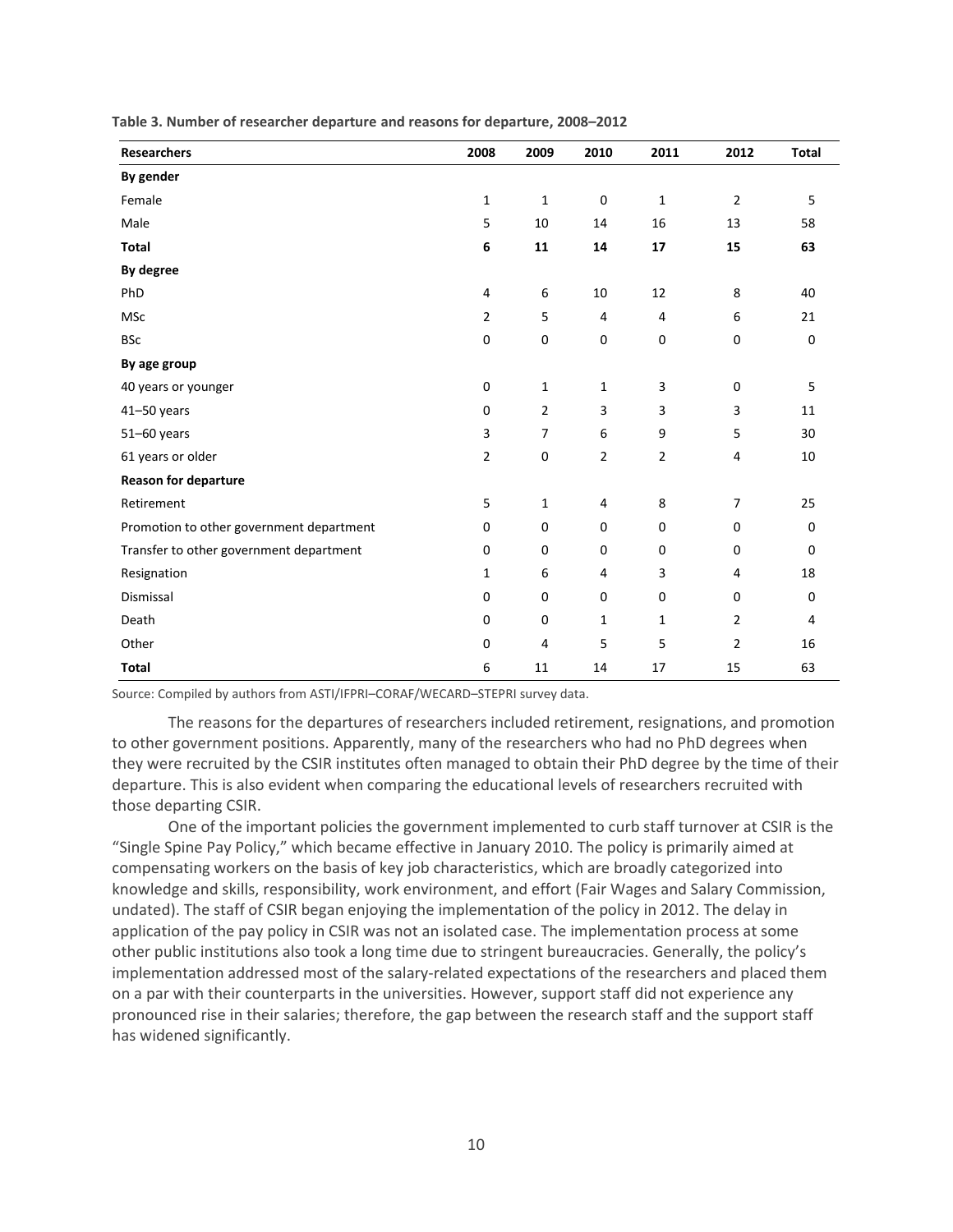**Table 3. Number of researcher departure and reasons for departure, 2008–2012**

| Researchers | 2008 | 2009 | 2010 | 2011 | 2012 | Total |
|---|---|---|---|---|---|---|
| **By gender** | | | | | | |
| Female | 1 | 1 | 0 | 1 | 2 | 5 |
| Male | 5 | 10 | 14 | 16 | 13 | 58 |
| **Total** | **6** | **11** | **14** | **17** | **15** | **63** |
| **By degree** | | | | | | |
| PhD | 4 | 6 | 10 | 12 | 8 | 40 |
| MSc | 2 | 5 | 4 | 4 | 6 | 21 |
| BSc | 0 | 0 | 0 | 0 | 0 | 0 |
| **By age group** | | | | | | |
| 40 years or younger | 0 | 1 | 1 | 3 | 0 | 5 |
| 41–50 years | 0 | 2 | 3 | 3 | 3 | 11 |
| 51–60 years | 3 | 7 | 6 | 9 | 5 | 30 |
| 61 years or older | 2 | 0 | 2 | 2 | 4 | 10 |
| **Reason for departure** | | | | | | |
| Retirement | 5 | 1 | 4 | 8 | 7 | 25 |
| Promotion to other government department | 0 | 0 | 0 | 0 | 0 | 0 |
| Transfer to other government department | 0 | 0 | 0 | 0 | 0 | 0 |
| Resignation | 1 | 6 | 4 | 3 | 4 | 18 |
| Dismissal | 0 | 0 | 0 | 0 | 0 | 0 |
| Death | 0 | 0 | 1 | 1 | 2 | 4 |
| Other | 0 | 4 | 5 | 5 | 2 | 16 |
| **Total** | 6 | 11 | 14 | 17 | 15 | 63 |

Source: Compiled by authors from ASTI/IFPRI–CORAF/WECARD–STEPRI survey data.

The reasons for the departures of researchers included retirement, resignations, and promotion to other government positions. Apparently, many of the researchers who had no PhD degrees when they were recruited by the CSIR institutes often managed to obtain their PhD degree by the time of their departure. This is also evident when comparing the educational levels of researchers recruited with those departing CSIR.

One of the important policies the government implemented to curb staff turnover at CSIR is the "Single Spine Pay Policy," which became effective in January 2010. The policy is primarily aimed at compensating workers on the basis of key job characteristics, which are broadly categorized into knowledge and skills, responsibility, work environment, and effort (Fair Wages and Salary Commission, undated). The staff of CSIR began enjoying the implementation of the policy in 2012. The delay in application of the pay policy in CSIR was not an isolated case. The implementation process at some other public institutions also took a long time due to stringent bureaucracies. Generally, the policy's implementation addressed most of the salary-related expectations of the researchers and placed them on a par with their counterparts in the universities. However, support staff did not experience any pronounced rise in their salaries; therefore, the gap between the research staff and the support staff has widened significantly.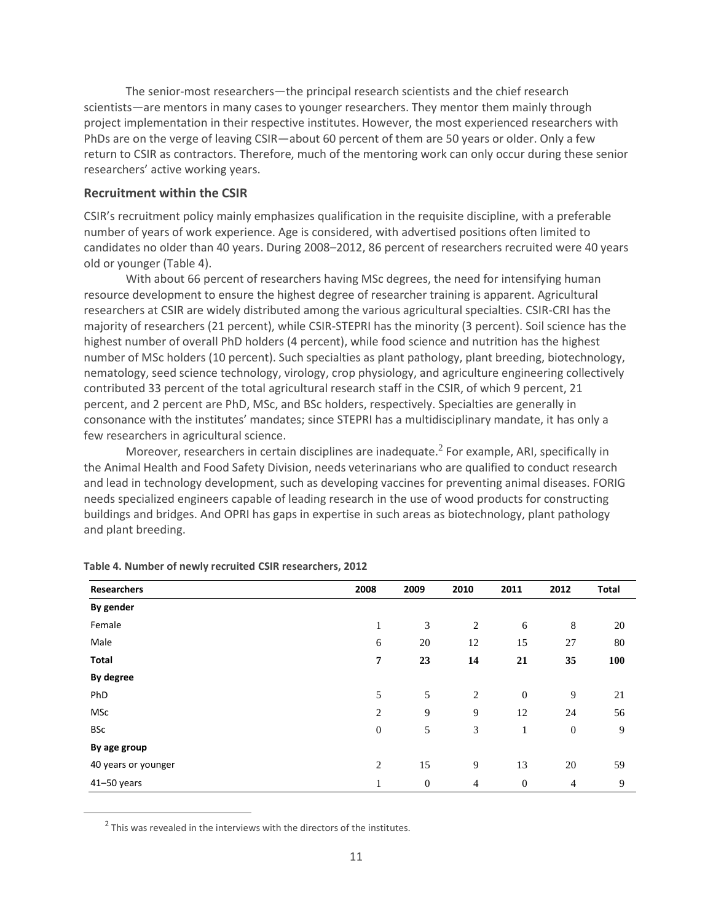The senior-most researchers—the principal research scientists and the chief research scientists—are mentors in many cases to younger researchers. They mentor them mainly through project implementation in their respective institutes. However, the most experienced researchers with PhDs are on the verge of leaving CSIR—about 60 percent of them are 50 years or older. Only a few return to CSIR as contractors. Therefore, much of the mentoring work can only occur during these senior researchers' active working years.

### Recruitment within the CSIR

CSIR's recruitment policy mainly emphasizes qualification in the requisite discipline, with a preferable number of years of work experience. Age is considered, with advertised positions often limited to candidates no older than 40 years. During 2008–2012, 86 percent of researchers recruited were 40 years old or younger (Table 4).

With about 66 percent of researchers having MSc degrees, the need for intensifying human resource development to ensure the highest degree of researcher training is apparent. Agricultural researchers at CSIR are widely distributed among the various agricultural specialties. CSIR-CRI has the majority of researchers (21 percent), while CSIR-STEPRI has the minority (3 percent). Soil science has the highest number of overall PhD holders (4 percent), while food science and nutrition has the highest number of MSc holders (10 percent). Such specialties as plant pathology, plant breeding, biotechnology, nematology, seed science technology, virology, crop physiology, and agriculture engineering collectively contributed 33 percent of the total agricultural research staff in the CSIR, of which 9 percent, 21 percent, and 2 percent are PhD, MSc, and BSc holders, respectively. Specialties are generally in consonance with the institutes' mandates; since STEPRI has a multidisciplinary mandate, it has only a few researchers in agricultural science.

Moreover, researchers in certain disciplines are inadequate.[2] For example, ARI, specifically in the Animal Health and Food Safety Division, needs veterinarians who are qualified to conduct research and lead in technology development, such as developing vaccines for preventing animal diseases. FORIG needs specialized engineers capable of leading research in the use of wood products for constructing buildings and bridges. And OPRI has gaps in expertise in such areas as biotechnology, plant pathology and plant breeding.

**Table 4. Number of newly recruited CSIR researchers, 2012**

| Researchers | 2008 | 2009 | 2010 | 2011 | 2012 | Total |
|---|---|---|---|---|---|---|
| **By gender** | | | | | | |
| Female | 1 | 3 | 2 | 6 | 8 | 20 |
| Male | 6 | 20 | 12 | 15 | 27 | 80 |
| **Total** | **7** | **23** | **14** | **21** | **35** | **100** |
| **By degree** | | | | | | |
| PhD | 5 | 5 | 2 | 0 | 9 | 21 |
| MSc | 2 | 9 | 9 | 12 | 24 | 56 |
| BSc | 0 | 5 | 3 | 1 | 0 | 9 |
| **By age group** | | | | | | |
| 40 years or younger | 2 | 15 | 9 | 13 | 20 | 59 |
| 41–50 years | 1 | 0 | 4 | 0 | 4 | 9 |

[2] This was revealed in the interviews with the directors of the institutes.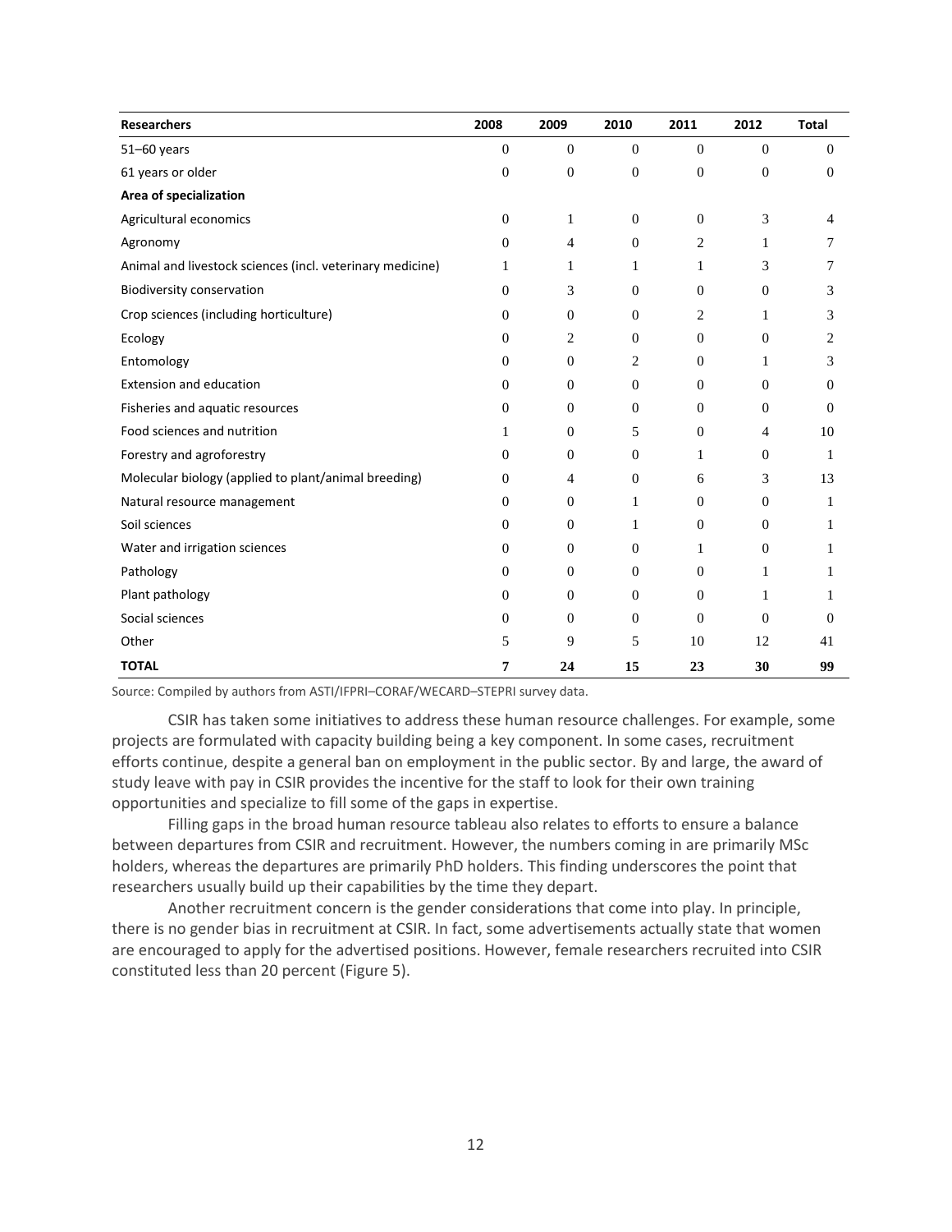| Researchers | 2008 | 2009 | 2010 | 2011 | 2012 | Total |
|---|---|---|---|---|---|---|
| 51–60 years | 0 | 0 | 0 | 0 | 0 | 0 |
| 61 years or older | 0 | 0 | 0 | 0 | 0 | 0 |
| **Area of specialization** | | | | | | |
| Agricultural economics | 0 | 1 | 0 | 0 | 3 | 4 |
| Agronomy | 0 | 4 | 0 | 2 | 1 | 7 |
| Animal and livestock sciences (incl. veterinary medicine) | 1 | 1 | 1 | 1 | 3 | 7 |
| Biodiversity conservation | 0 | 3 | 0 | 0 | 0 | 3 |
| Crop sciences (including horticulture) | 0 | 0 | 0 | 2 | 1 | 3 |
| Ecology | 0 | 2 | 0 | 0 | 0 | 2 |
| Entomology | 0 | 0 | 2 | 0 | 1 | 3 |
| Extension and education | 0 | 0 | 0 | 0 | 0 | 0 |
| Fisheries and aquatic resources | 0 | 0 | 0 | 0 | 0 | 0 |
| Food sciences and nutrition | 1 | 0 | 5 | 0 | 4 | 10 |
| Forestry and agroforestry | 0 | 0 | 0 | 1 | 0 | 1 |
| Molecular biology (applied to plant/animal breeding) | 0 | 4 | 0 | 6 | 3 | 13 |
| Natural resource management | 0 | 0 | 1 | 0 | 0 | 1 |
| Soil sciences | 0 | 0 | 1 | 0 | 0 | 1 |
| Water and irrigation sciences | 0 | 0 | 0 | 1 | 0 | 1 |
| Pathology | 0 | 0 | 0 | 0 | 1 | 1 |
| Plant pathology | 0 | 0 | 0 | 0 | 1 | 1 |
| Social sciences | 0 | 0 | 0 | 0 | 0 | 0 |
| Other | 5 | 9 | 5 | 10 | 12 | 41 |
| **TOTAL** | **7** | **24** | **15** | **23** | **30** | **99** |

Source: Compiled by authors from ASTI/IFPRI–CORAF/WECARD–STEPRI survey data.

CSIR has taken some initiatives to address these human resource challenges. For example, some projects are formulated with capacity building being a key component. In some cases, recruitment efforts continue, despite a general ban on employment in the public sector. By and large, the award of study leave with pay in CSIR provides the incentive for the staff to look for their own training opportunities and specialize to fill some of the gaps in expertise.

Filling gaps in the broad human resource tableau also relates to efforts to ensure a balance between departures from CSIR and recruitment. However, the numbers coming in are primarily MSc holders, whereas the departures are primarily PhD holders. This finding underscores the point that researchers usually build up their capabilities by the time they depart.

Another recruitment concern is the gender considerations that come into play. In principle, there is no gender bias in recruitment at CSIR. In fact, some advertisements actually state that women are encouraged to apply for the advertised positions. However, female researchers recruited into CSIR constituted less than 20 percent (Figure 5).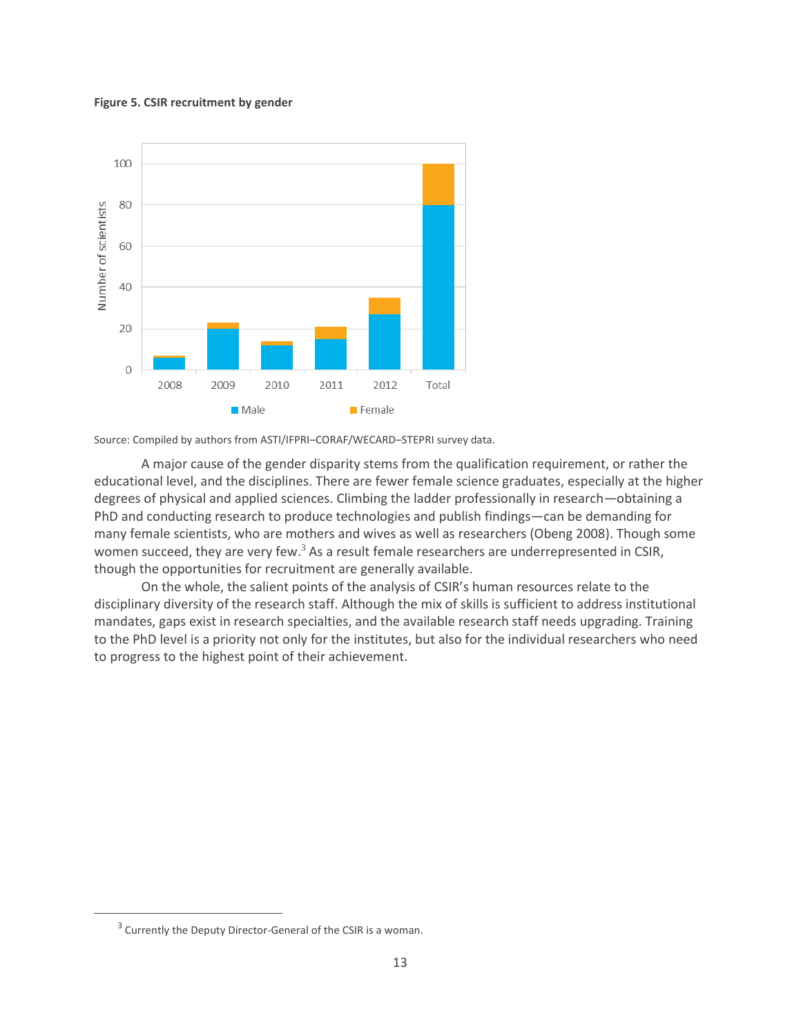**Figure 5. CSIR recruitment by gender**

Source: Compiled by authors from ASTI/IFPRI–CORAF/WECARD–STEPRI survey data.

A major cause of the gender disparity stems from the qualification requirement, or rather the educational level, and the disciplines. There are fewer female science graduates, especially at the higher degrees of physical and applied sciences. Climbing the ladder professionally in research—obtaining a PhD and conducting research to produce technologies and publish findings—can be demanding for many female scientists, who are mothers and wives as well as researchers (Obeng 2008). Though some women succeed, they are very few.[3] As a result female researchers are underrepresented in CSIR, though the opportunities for recruitment are generally available.

On the whole, the salient points of the analysis of CSIR's human resources relate to the disciplinary diversity of the research staff. Although the mix of skills is sufficient to address institutional mandates, gaps exist in research specialties, and the available research staff needs upgrading. Training to the PhD level is a priority not only for the institutes, but also for the individual researchers who need to progress to the highest point of their achievement.

---

[3] Currently the Deputy Director-General of the CSIR is a woman.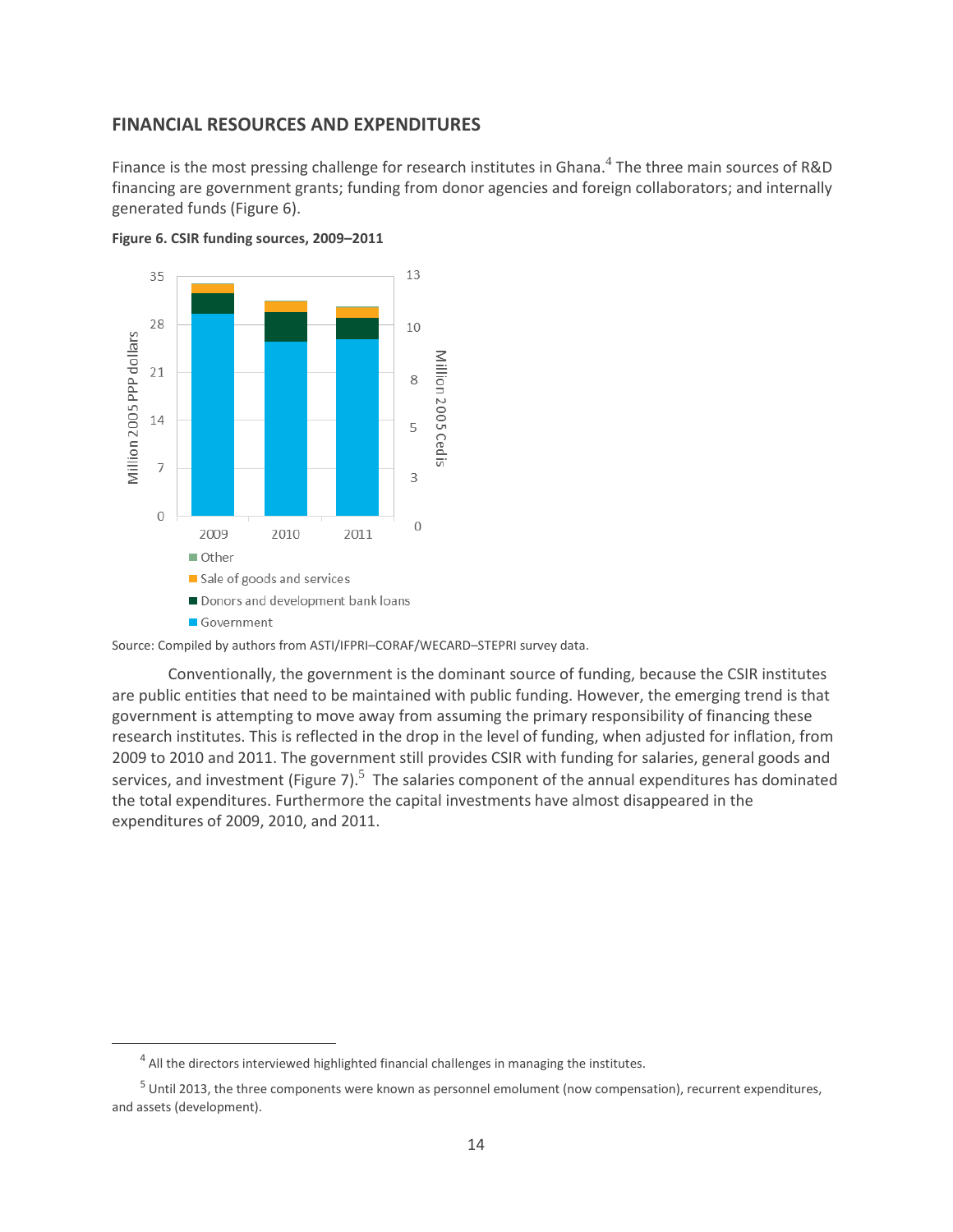## FINANCIAL RESOURCES AND EXPENDITURES

Finance is the most pressing challenge for research institutes in Ghana.[4] The three main sources of R&D financing are government grants; funding from donor agencies and foreign collaborators; and internally generated funds (Figure 6).

**Figure 6. CSIR funding sources, 2009–2011**

Source: Compiled by authors from ASTI/IFPRI–CORAF/WECARD–STEPRI survey data.

Conventionally, the government is the dominant source of funding, because the CSIR institutes are public entities that need to be maintained with public funding. However, the emerging trend is that government is attempting to move away from assuming the primary responsibility of financing these research institutes. This is reflected in the drop in the level of funding, when adjusted for inflation, from 2009 to 2010 and 2011. The government still provides CSIR with funding for salaries, general goods and services, and investment (Figure 7).[5] The salaries component of the annual expenditures has dominated the total expenditures. Furthermore the capital investments have almost disappeared in the expenditures of 2009, 2010, and 2011.

[4] All the directors interviewed highlighted financial challenges in managing the institutes.

[5] Until 2013, the three components were known as personnel emolument (now compensation), recurrent expenditures, and assets (development).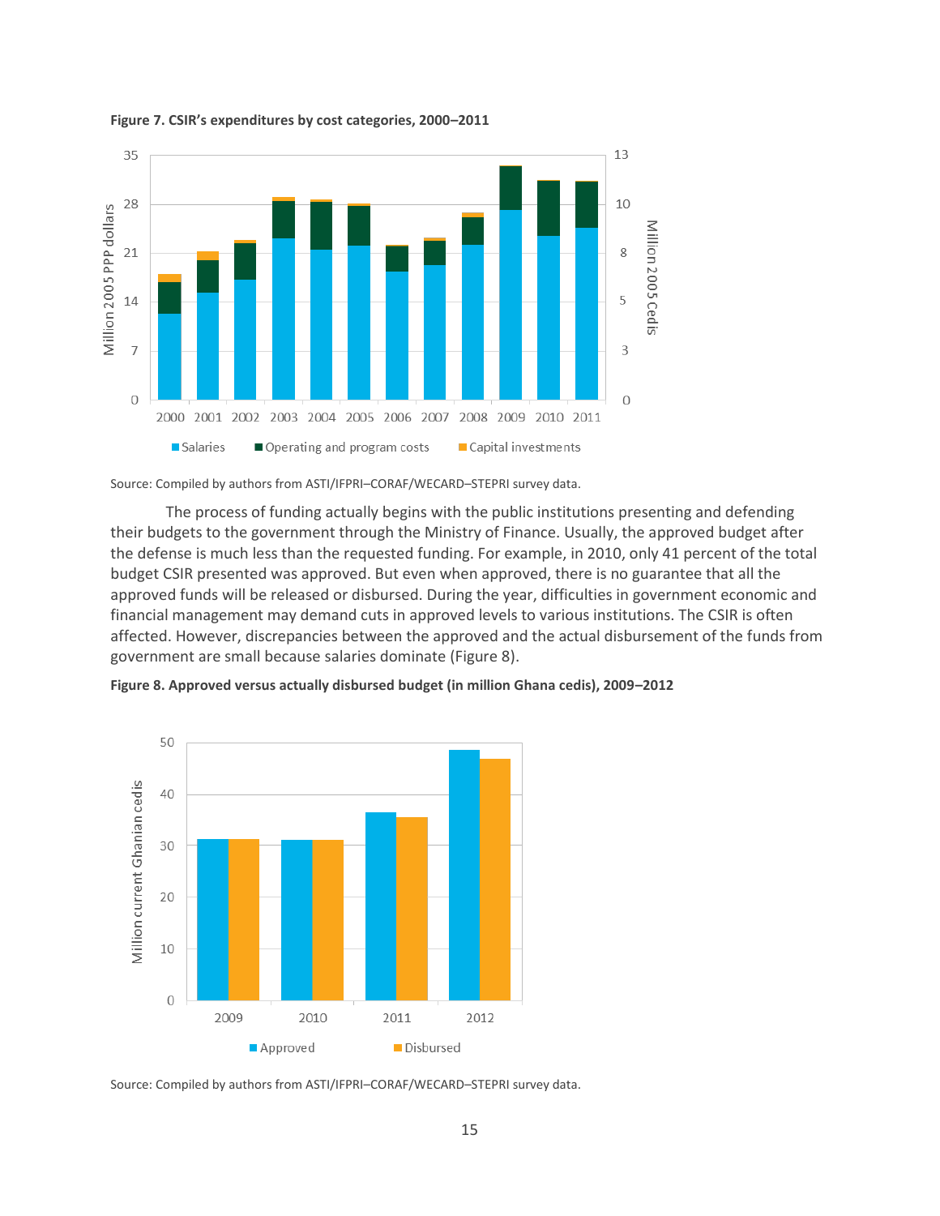**Figure 7. CSIR's expenditures by cost categories, 2000–2011**

Source: Compiled by authors from ASTI/IFPRI–CORAF/WECARD–STEPRI survey data.

The process of funding actually begins with the public institutions presenting and defending their budgets to the government through the Ministry of Finance. Usually, the approved budget after the defense is much less than the requested funding. For example, in 2010, only 41 percent of the total budget CSIR presented was approved. But even when approved, there is no guarantee that all the approved funds will be released or disbursed. During the year, difficulties in government economic and financial management may demand cuts in approved levels to various institutions. The CSIR is often affected. However, discrepancies between the approved and the actual disbursement of the funds from government are small because salaries dominate (Figure 8).

**Figure 8. Approved versus actually disbursed budget (in million Ghana cedis), 2009–2012**

Source: Compiled by authors from ASTI/IFPRI–CORAF/WECARD–STEPRI survey data.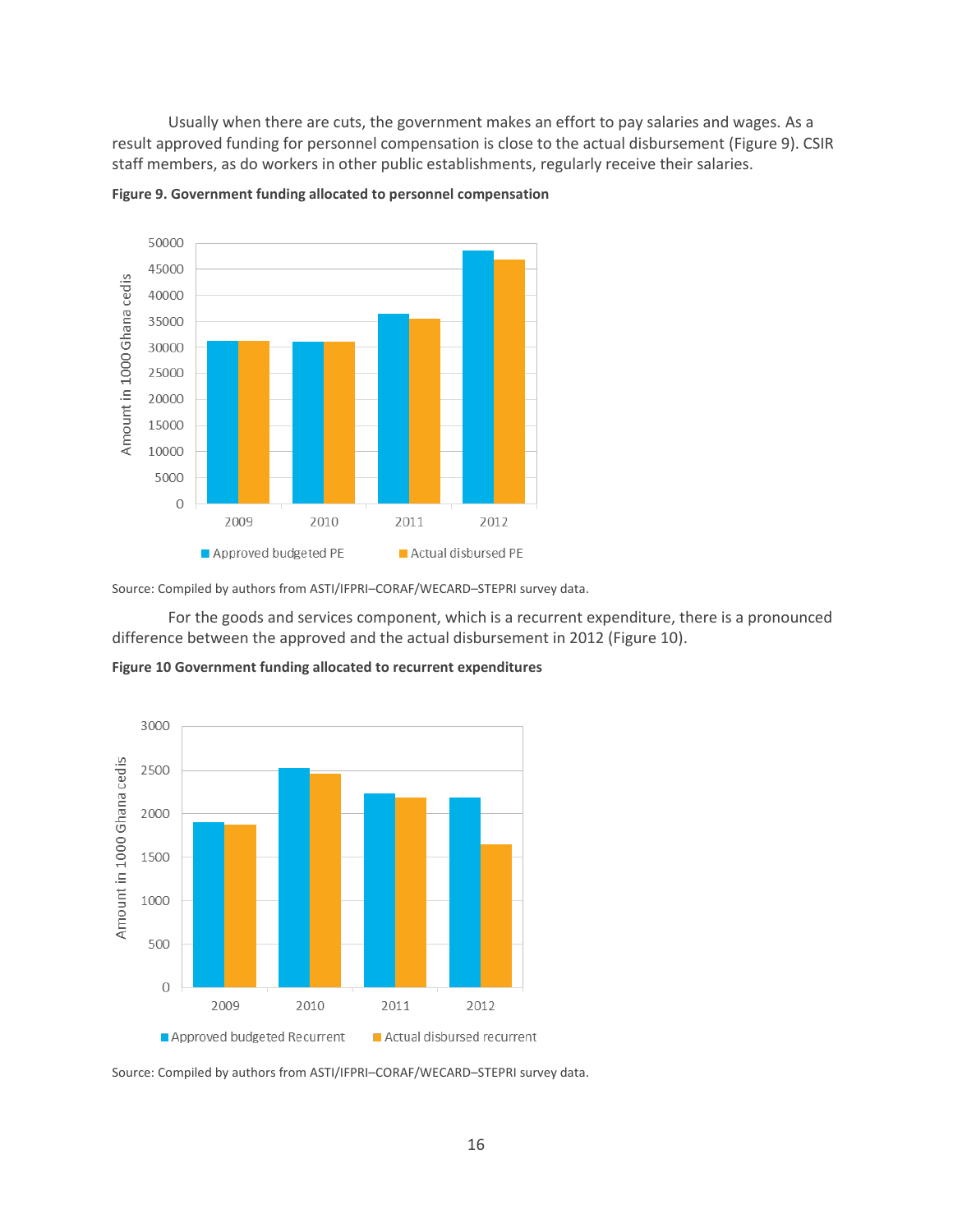Usually when there are cuts, the government makes an effort to pay salaries and wages. As a result approved funding for personnel compensation is close to the actual disbursement (Figure 9). CSIR staff members, as do workers in other public establishments, regularly receive their salaries.

**Figure 9. Government funding allocated to personnel compensation**

Source: Compiled by authors from ASTI/IFPRI–CORAF/WECARD–STEPRI survey data.

For the goods and services component, which is a recurrent expenditure, there is a pronounced difference between the approved and the actual disbursement in 2012 (Figure 10).

**Figure 10 Government funding allocated to recurrent expenditures**

Source: Compiled by authors from ASTI/IFPRI–CORAF/WECARD–STEPRI survey data.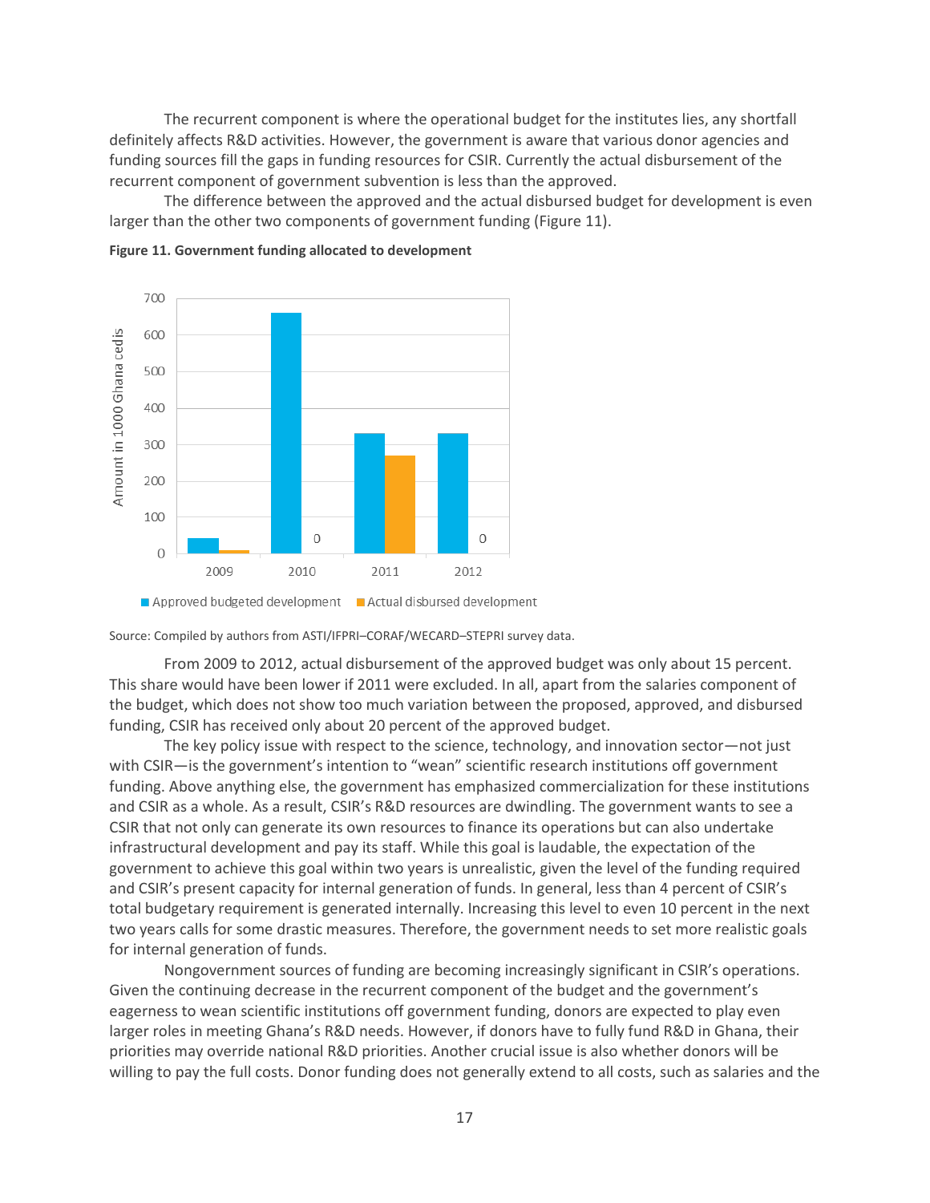The recurrent component is where the operational budget for the institutes lies, any shortfall definitely affects R&D activities. However, the government is aware that various donor agencies and funding sources fill the gaps in funding resources for CSIR. Currently the actual disbursement of the recurrent component of government subvention is less than the approved.

The difference between the approved and the actual disbursed budget for development is even larger than the other two components of government funding (Figure 11).

**Figure 11. Government funding allocated to development**

Source: Compiled by authors from ASTI/IFPRI–CORAF/WECARD–STEPRI survey data.

From 2009 to 2012, actual disbursement of the approved budget was only about 15 percent. This share would have been lower if 2011 were excluded. In all, apart from the salaries component of the budget, which does not show too much variation between the proposed, approved, and disbursed funding, CSIR has received only about 20 percent of the approved budget.

The key policy issue with respect to the science, technology, and innovation sector—not just with CSIR—is the government's intention to "wean" scientific research institutions off government funding. Above anything else, the government has emphasized commercialization for these institutions and CSIR as a whole. As a result, CSIR's R&D resources are dwindling. The government wants to see a CSIR that not only can generate its own resources to finance its operations but can also undertake infrastructural development and pay its staff. While this goal is laudable, the expectation of the government to achieve this goal within two years is unrealistic, given the level of the funding required and CSIR's present capacity for internal generation of funds. In general, less than 4 percent of CSIR's total budgetary requirement is generated internally. Increasing this level to even 10 percent in the next two years calls for some drastic measures. Therefore, the government needs to set more realistic goals for internal generation of funds.

Nongovernment sources of funding are becoming increasingly significant in CSIR's operations. Given the continuing decrease in the recurrent component of the budget and the government's eagerness to wean scientific institutions off government funding, donors are expected to play even larger roles in meeting Ghana's R&D needs. However, if donors have to fully fund R&D in Ghana, their priorities may override national R&D priorities. Another crucial issue is also whether donors will be willing to pay the full costs. Donor funding does not generally extend to all costs, such as salaries and the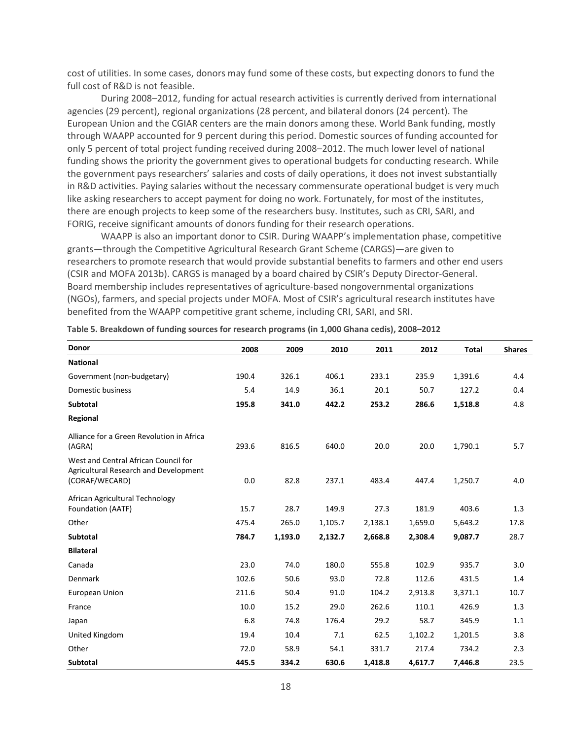cost of utilities. In some cases, donors may fund some of these costs, but expecting donors to fund the full cost of R&D is not feasible.

During 2008–2012, funding for actual research activities is currently derived from international agencies (29 percent), regional organizations (28 percent, and bilateral donors (24 percent). The European Union and the CGIAR centers are the main donors among these. World Bank funding, mostly through WAAPP accounted for 9 percent during this period. Domestic sources of funding accounted for only 5 percent of total project funding received during 2008–2012. The much lower level of national funding shows the priority the government gives to operational budgets for conducting research. While the government pays researchers' salaries and costs of daily operations, it does not invest substantially in R&D activities. Paying salaries without the necessary commensurate operational budget is very much like asking researchers to accept payment for doing no work. Fortunately, for most of the institutes, there are enough projects to keep some of the researchers busy. Institutes, such as CRI, SARI, and FORIG, receive significant amounts of donors funding for their research operations.

WAAPP is also an important donor to CSIR. During WAAPP's implementation phase, competitive grants—through the Competitive Agricultural Research Grant Scheme (CARGS)—are given to researchers to promote research that would provide substantial benefits to farmers and other end users (CSIR and MOFA 2013b). CARGS is managed by a board chaired by CSIR's Deputy Director-General. Board membership includes representatives of agriculture-based nongovernmental organizations (NGOs), farmers, and special projects under MOFA. Most of CSIR's agricultural research institutes have benefited from the WAAPP competitive grant scheme, including CRI, SARI, and SRI.

**Table 5. Breakdown of funding sources for research programs (in 1,000 Ghana cedis), 2008–2012**

| Donor | 2008 | 2009 | 2010 | 2011 | 2012 | Total | Shares |
|---|---|---|---|---|---|---|---|
| **National** | | | | | | | |
| Government (non-budgetary) | 190.4 | 326.1 | 406.1 | 233.1 | 235.9 | 1,391.6 | 4.4 |
| Domestic business | 5.4 | 14.9 | 36.1 | 20.1 | 50.7 | 127.2 | 0.4 |
| **Subtotal** | **195.8** | **341.0** | **442.2** | **253.2** | **286.6** | **1,518.8** | 4.8 |
| **Regional** | | | | | | | |
| Alliance for a Green Revolution in Africa (AGRA) | 293.6 | 816.5 | 640.0 | 20.0 | 20.0 | 1,790.1 | 5.7 |
| West and Central African Council for Agricultural Research and Development (CORAF/WECARD) | 0.0 | 82.8 | 237.1 | 483.4 | 447.4 | 1,250.7 | 4.0 |
| African Agricultural Technology Foundation (AATF) | 15.7 | 28.7 | 149.9 | 27.3 | 181.9 | 403.6 | 1.3 |
| Other | 475.4 | 265.0 | 1,105.7 | 2,138.1 | 1,659.0 | 5,643.2 | 17.8 |
| **Subtotal** | **784.7** | **1,193.0** | **2,132.7** | **2,668.8** | **2,308.4** | **9,087.7** | 28.7 |
| **Bilateral** | | | | | | | |
| Canada | 23.0 | 74.0 | 180.0 | 555.8 | 102.9 | 935.7 | 3.0 |
| Denmark | 102.6 | 50.6 | 93.0 | 72.8 | 112.6 | 431.5 | 1.4 |
| European Union | 211.6 | 50.4 | 91.0 | 104.2 | 2,913.8 | 3,371.1 | 10.7 |
| France | 10.0 | 15.2 | 29.0 | 262.6 | 110.1 | 426.9 | 1.3 |
| Japan | 6.8 | 74.8 | 176.4 | 29.2 | 58.7 | 345.9 | 1.1 |
| United Kingdom | 19.4 | 10.4 | 7.1 | 62.5 | 1,102.2 | 1,201.5 | 3.8 |
| Other | 72.0 | 58.9 | 54.1 | 331.7 | 217.4 | 734.2 | 2.3 |
| **Subtotal** | **445.5** | **334.2** | **630.6** | **1,418.8** | **4,617.7** | **7,446.8** | 23.5 |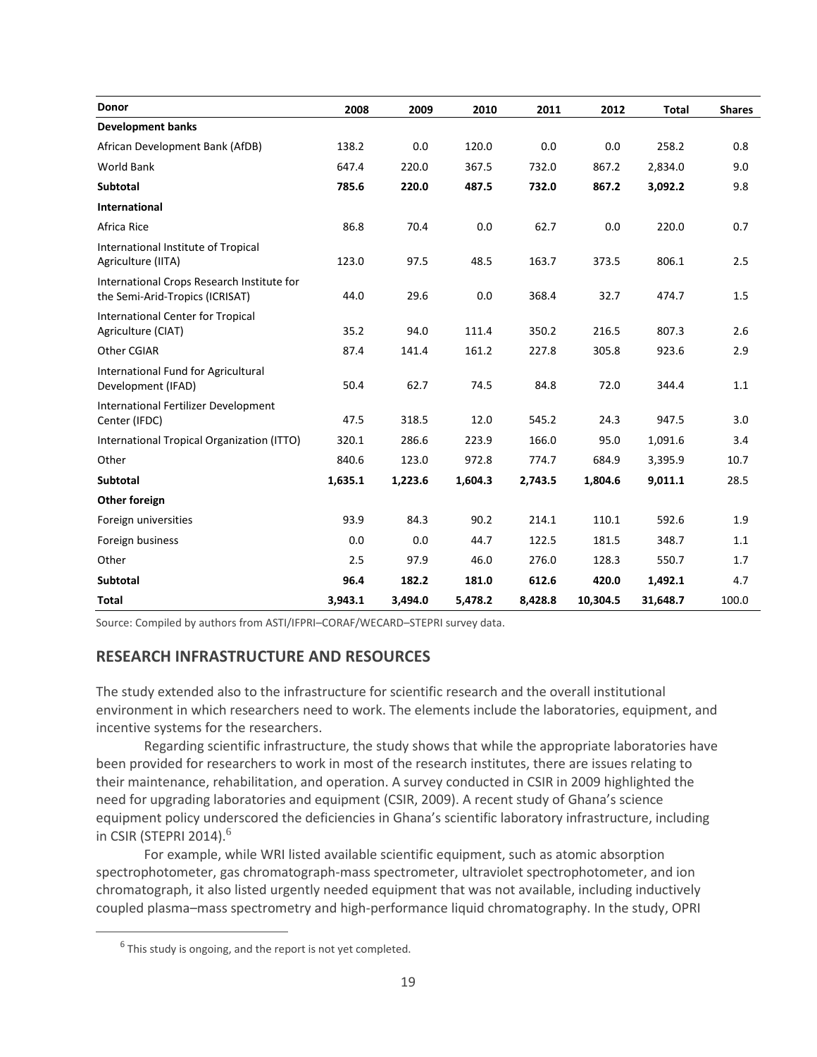| Donor | 2008 | 2009 | 2010 | 2011 | 2012 | Total | Shares |
|---|---|---|---|---|---|---|---|
| **Development banks** | | | | | | | |
| African Development Bank (AfDB) | 138.2 | 0.0 | 120.0 | 0.0 | 0.0 | 258.2 | 0.8 |
| World Bank | 647.4 | 220.0 | 367.5 | 732.0 | 867.2 | 2,834.0 | 9.0 |
| **Subtotal** | **785.6** | **220.0** | **487.5** | **732.0** | **867.2** | **3,092.2** | 9.8 |
| **International** | | | | | | | |
| Africa Rice | 86.8 | 70.4 | 0.0 | 62.7 | 0.0 | 220.0 | 0.7 |
| International Institute of Tropical Agriculture (IITA) | 123.0 | 97.5 | 48.5 | 163.7 | 373.5 | 806.1 | 2.5 |
| International Crops Research Institute for the Semi-Arid-Tropics (ICRISAT) | 44.0 | 29.6 | 0.0 | 368.4 | 32.7 | 474.7 | 1.5 |
| International Center for Tropical Agriculture (CIAT) | 35.2 | 94.0 | 111.4 | 350.2 | 216.5 | 807.3 | 2.6 |
| Other CGIAR | 87.4 | 141.4 | 161.2 | 227.8 | 305.8 | 923.6 | 2.9 |
| International Fund for Agricultural Development (IFAD) | 50.4 | 62.7 | 74.5 | 84.8 | 72.0 | 344.4 | 1.1 |
| International Fertilizer Development Center (IFDC) | 47.5 | 318.5 | 12.0 | 545.2 | 24.3 | 947.5 | 3.0 |
| International Tropical Organization (ITTO) | 320.1 | 286.6 | 223.9 | 166.0 | 95.0 | 1,091.6 | 3.4 |
| Other | 840.6 | 123.0 | 972.8 | 774.7 | 684.9 | 3,395.9 | 10.7 |
| **Subtotal** | **1,635.1** | **1,223.6** | **1,604.3** | **2,743.5** | **1,804.6** | **9,011.1** | 28.5 |
| **Other foreign** | | | | | | | |
| Foreign universities | 93.9 | 84.3 | 90.2 | 214.1 | 110.1 | 592.6 | 1.9 |
| Foreign business | 0.0 | 0.0 | 44.7 | 122.5 | 181.5 | 348.7 | 1.1 |
| Other | 2.5 | 97.9 | 46.0 | 276.0 | 128.3 | 550.7 | 1.7 |
| **Subtotal** | **96.4** | **182.2** | **181.0** | **612.6** | **420.0** | **1,492.1** | 4.7 |
| **Total** | **3,943.1** | **3,494.0** | **5,478.2** | **8,428.8** | **10,304.5** | **31,648.7** | 100.0 |

Source: Compiled by authors from ASTI/IFPRI–CORAF/WECARD–STEPRI survey data.

## RESEARCH INFRASTRUCTURE AND RESOURCES

The study extended also to the infrastructure for scientific research and the overall institutional environment in which researchers need to work. The elements include the laboratories, equipment, and incentive systems for the researchers.

Regarding scientific infrastructure, the study shows that while the appropriate laboratories have been provided for researchers to work in most of the research institutes, there are issues relating to their maintenance, rehabilitation, and operation. A survey conducted in CSIR in 2009 highlighted the need for upgrading laboratories and equipment (CSIR, 2009). A recent study of Ghana's science equipment policy underscored the deficiencies in Ghana's scientific laboratory infrastructure, including in CSIR (STEPRI 2014).[6]

For example, while WRI listed available scientific equipment, such as atomic absorption spectrophotometer, gas chromatograph-mass spectrometer, ultraviolet spectrophotometer, and ion chromatograph, it also listed urgently needed equipment that was not available, including inductively coupled plasma–mass spectrometry and high-performance liquid chromatography. In the study, OPRI

[6] This study is ongoing, and the report is not yet completed.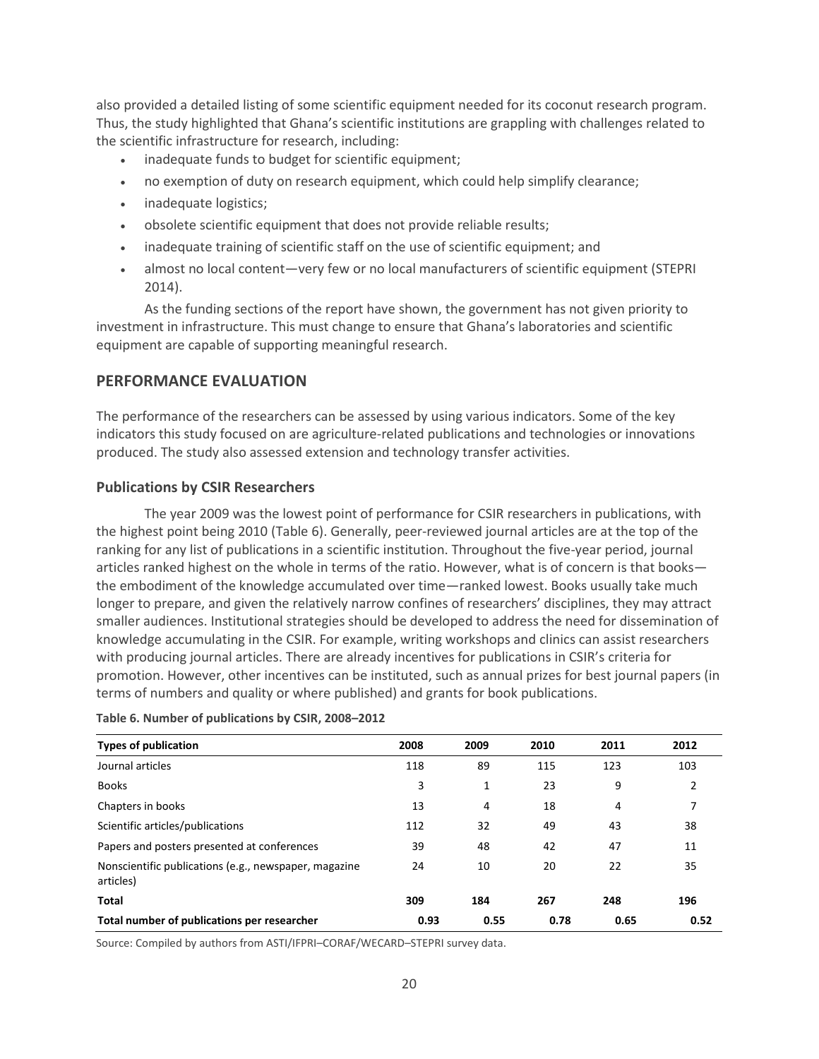also provided a detailed listing of some scientific equipment needed for its coconut research program. Thus, the study highlighted that Ghana's scientific institutions are grappling with challenges related to the scientific infrastructure for research, including:

- inadequate funds to budget for scientific equipment;
- no exemption of duty on research equipment, which could help simplify clearance;
- inadequate logistics;
- obsolete scientific equipment that does not provide reliable results;
- inadequate training of scientific staff on the use of scientific equipment; and
- almost no local content—very few or no local manufacturers of scientific equipment (STEPRI 2014).

As the funding sections of the report have shown, the government has not given priority to investment in infrastructure. This must change to ensure that Ghana's laboratories and scientific equipment are capable of supporting meaningful research.

## PERFORMANCE EVALUATION

The performance of the researchers can be assessed by using various indicators. Some of the key indicators this study focused on are agriculture-related publications and technologies or innovations produced. The study also assessed extension and technology transfer activities.

### Publications by CSIR Researchers

The year 2009 was the lowest point of performance for CSIR researchers in publications, with the highest point being 2010 (Table 6). Generally, peer-reviewed journal articles are at the top of the ranking for any list of publications in a scientific institution. Throughout the five-year period, journal articles ranked highest on the whole in terms of the ratio. However, what is of concern is that books—the embodiment of the knowledge accumulated over time—ranked lowest. Books usually take much longer to prepare, and given the relatively narrow confines of researchers' disciplines, they may attract smaller audiences. Institutional strategies should be developed to address the need for dissemination of knowledge accumulating in the CSIR. For example, writing workshops and clinics can assist researchers with producing journal articles. There are already incentives for publications in CSIR's criteria for promotion. However, other incentives can be instituted, such as annual prizes for best journal papers (in terms of numbers and quality or where published) and grants for book publications.

**Table 6. Number of publications by CSIR, 2008–2012**

| Types of publication | 2008 | 2009 | 2010 | 2011 | 2012 |
|---|---|---|---|---|---|
| Journal articles | 118 | 89 | 115 | 123 | 103 |
| Books | 3 | 1 | 23 | 9 | 2 |
| Chapters in books | 13 | 4 | 18 | 4 | 7 |
| Scientific articles/publications | 112 | 32 | 49 | 43 | 38 |
| Papers and posters presented at conferences | 39 | 48 | 42 | 47 | 11 |
| Nonscientific publications (e.g., newspaper, magazine articles) | 24 | 10 | 20 | 22 | 35 |
| **Total** | **309** | **184** | **267** | **248** | **196** |
| **Total number of publications per researcher** | **0.93** | **0.55** | **0.78** | **0.65** | **0.52** |

Source: Compiled by authors from ASTI/IFPRI–CORAF/WECARD–STEPRI survey data.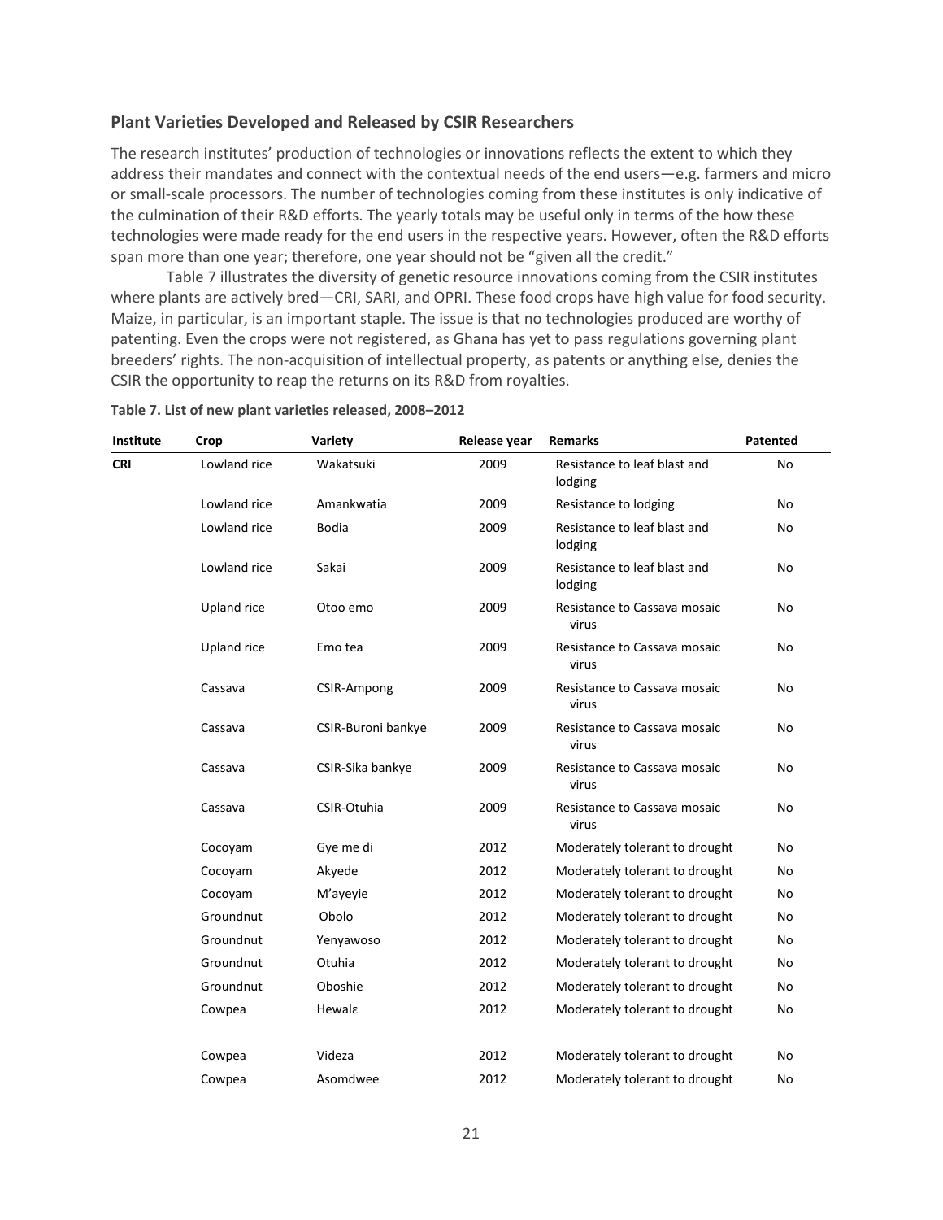### Plant Varieties Developed and Released by CSIR Researchers

The research institutes' production of technologies or innovations reflects the extent to which they address their mandates and connect with the contextual needs of the end users—e.g. farmers and micro or small-scale processors. The number of technologies coming from these institutes is only indicative of the culmination of their R&D efforts. The yearly totals may be useful only in terms of the how these technologies were made ready for the end users in the respective years. However, often the R&D efforts span more than one year; therefore, one year should not be "given all the credit."

Table 7 illustrates the diversity of genetic resource innovations coming from the CSIR institutes where plants are actively bred—CRI, SARI, and OPRI. These food crops have high value for food security. Maize, in particular, is an important staple. The issue is that no technologies produced are worthy of patenting. Even the crops were not registered, as Ghana has yet to pass regulations governing plant breeders' rights. The non-acquisition of intellectual property, as patents or anything else, denies the CSIR the opportunity to reap the returns on its R&D from royalties.

**Table 7. List of new plant varieties released, 2008–2012**

| Institute | Crop | Variety | Release year | Remarks | Patented |
|---|---|---|---|---|---|
| **CRI** | Lowland rice | Wakatsuki | 2009 | Resistance to leaf blast and lodging | No |
| | Lowland rice | Amankwatia | 2009 | Resistance to lodging | No |
| | Lowland rice | Bodia | 2009 | Resistance to leaf blast and lodging | No |
| | Lowland rice | Sakai | 2009 | Resistance to leaf blast and lodging | No |
| | Upland rice | Otoo emo | 2009 | Resistance to Cassava mosaic virus | No |
| | Upland rice | Emo tea | 2009 | Resistance to Cassava mosaic virus | No |
| | Cassava | CSIR-Ampong | 2009 | Resistance to Cassava mosaic virus | No |
| | Cassava | CSIR-Buroni bankye | 2009 | Resistance to Cassava mosaic virus | No |
| | Cassava | CSIR-Sika bankye | 2009 | Resistance to Cassava mosaic virus | No |
| | Cassava | CSIR-Otuhia | 2009 | Resistance to Cassava mosaic virus | No |
| | Cocoyam | Gye me di | 2012 | Moderately tolerant to drought | No |
| | Cocoyam | Akyede | 2012 | Moderately tolerant to drought | No |
| | Cocoyam | M'ayeyie | 2012 | Moderately tolerant to drought | No |
| | Groundnut | Obolo | 2012 | Moderately tolerant to drought | No |
| | Groundnut | Yenyawoso | 2012 | Moderately tolerant to drought | No |
| | Groundnut | Otuhia | 2012 | Moderately tolerant to drought | No |
| | Groundnut | Oboshie | 2012 | Moderately tolerant to drought | No |
| | Cowpea | Hewalɛ | 2012 | Moderately tolerant to drought | No |
| | Cowpea | Videza | 2012 | Moderately tolerant to drought | No |
| | Cowpea | Asomdwee | 2012 | Moderately tolerant to drought | No |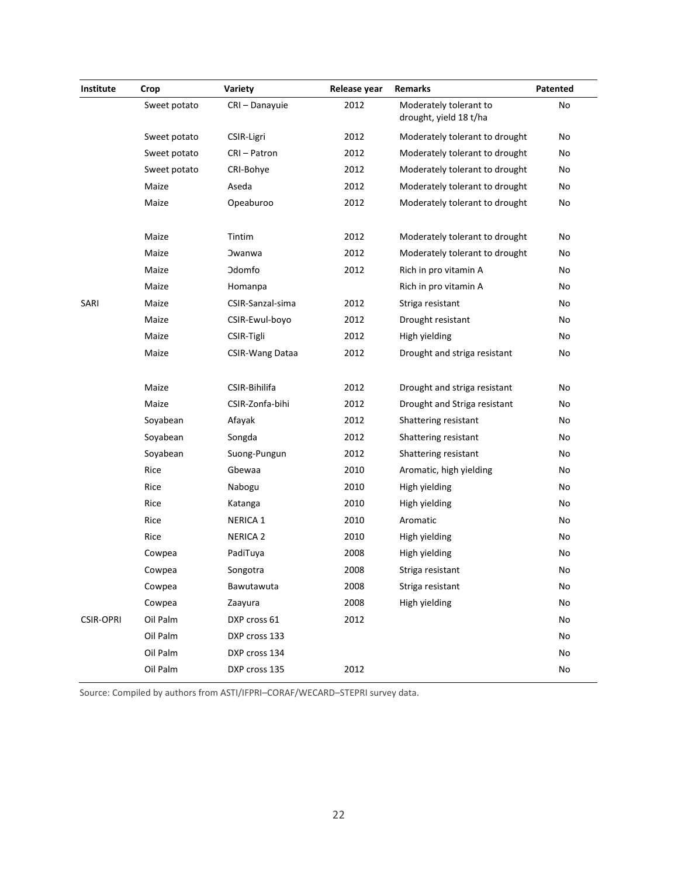| Institute | Crop | Variety | Release year | Remarks | Patented |
|---|---|---|---|---|---|
| | Sweet potato | CRI – Danayuie | 2012 | Moderately tolerant to drought, yield 18 t/ha | No |
| | Sweet potato | CSIR-Ligri | 2012 | Moderately tolerant to drought | No |
| | Sweet potato | CRI – Patron | 2012 | Moderately tolerant to drought | No |
| | Sweet potato | CRI-Bohye | 2012 | Moderately tolerant to drought | No |
| | Maize | Aseda | 2012 | Moderately tolerant to drought | No |
| | Maize | Opeaburoo | 2012 | Moderately tolerant to drought | No |
| | Maize | Tintim | 2012 | Moderately tolerant to drought | No |
| | Maize | Ɔwanwa | 2012 | Moderately tolerant to drought | No |
| | Maize | Ɔdomfo | 2012 | Rich in pro vitamin A | No |
| | Maize | Homanpa | | Rich in pro vitamin A | No |
| SARI | Maize | CSIR-Sanzal-sima | 2012 | Striga resistant | No |
| | Maize | CSIR-Ewul-boyo | 2012 | Drought resistant | No |
| | Maize | CSIR-Tigli | 2012 | High yielding | No |
| | Maize | CSIR-Wang Dataa | 2012 | Drought and striga resistant | No |
| | Maize | CSIR-Bihilifa | 2012 | Drought and striga resistant | No |
| | Maize | CSIR-Zonfa-bihi | 2012 | Drought and Striga resistant | No |
| | Soyabean | Afayak | 2012 | Shattering resistant | No |
| | Soyabean | Songda | 2012 | Shattering resistant | No |
| | Soyabean | Suong-Pungun | 2012 | Shattering resistant | No |
| | Rice | Gbewaa | 2010 | Aromatic, high yielding | No |
| | Rice | Nabogu | 2010 | High yielding | No |
| | Rice | Katanga | 2010 | High yielding | No |
| | Rice | NERICA 1 | 2010 | Aromatic | No |
| | Rice | NERICA 2 | 2010 | High yielding | No |
| | Cowpea | PadiTuya | 2008 | High yielding | No |
| | Cowpea | Songotra | 2008 | Striga resistant | No |
| | Cowpea | Bawutawuta | 2008 | Striga resistant | No |
| | Cowpea | Zaayura | 2008 | High yielding | No |
| CSIR-OPRI | Oil Palm | DXP cross 61 | 2012 | | No |
| | Oil Palm | DXP cross 133 | | | No |
| | Oil Palm | DXP cross 134 | | | No |
| | Oil Palm | DXP cross 135 | 2012 | | No |

Source: Compiled by authors from ASTI/IFPRI–CORAF/WECARD–STEPRI survey data.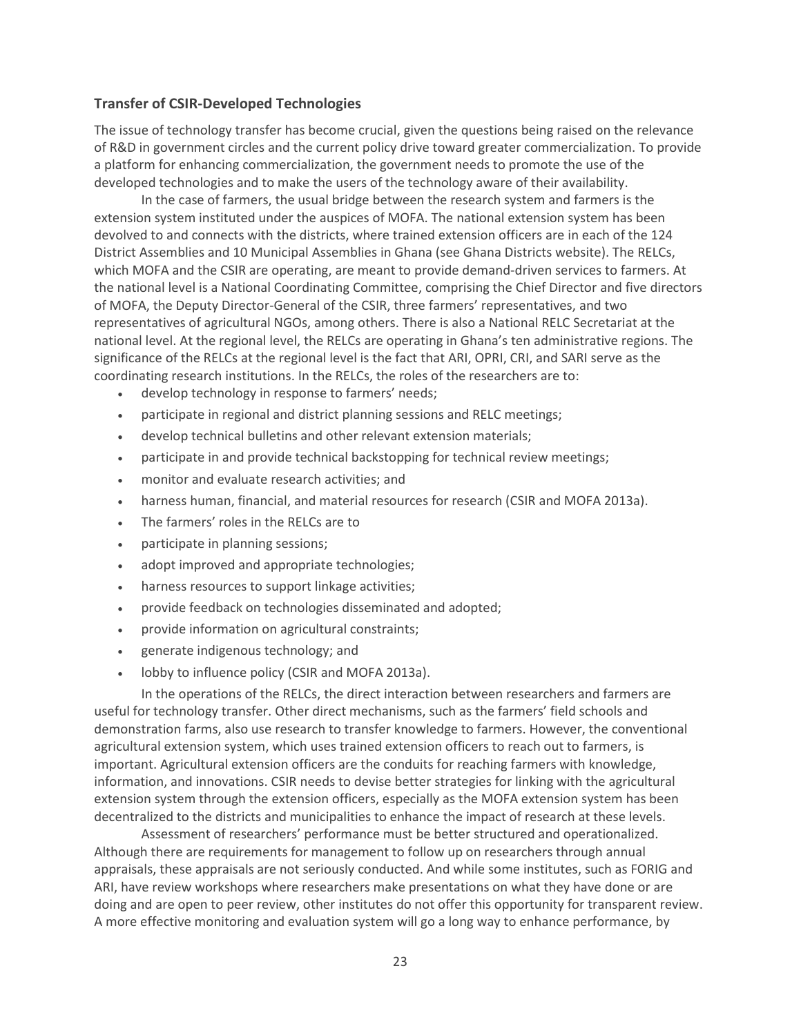### Transfer of CSIR-Developed Technologies

The issue of technology transfer has become crucial, given the questions being raised on the relevance of R&D in government circles and the current policy drive toward greater commercialization. To provide a platform for enhancing commercialization, the government needs to promote the use of the developed technologies and to make the users of the technology aware of their availability.

In the case of farmers, the usual bridge between the research system and farmers is the extension system instituted under the auspices of MOFA. The national extension system has been devolved to and connects with the districts, where trained extension officers are in each of the 124 District Assemblies and 10 Municipal Assemblies in Ghana (see Ghana Districts website). The RELCs, which MOFA and the CSIR are operating, are meant to provide demand-driven services to farmers. At the national level is a National Coordinating Committee, comprising the Chief Director and five directors of MOFA, the Deputy Director-General of the CSIR, three farmers' representatives, and two representatives of agricultural NGOs, among others. There is also a National RELC Secretariat at the national level. At the regional level, the RELCs are operating in Ghana's ten administrative regions. The significance of the RELCs at the regional level is the fact that ARI, OPRI, CRI, and SARI serve as the coordinating research institutions. In the RELCs, the roles of the researchers are to:

- develop technology in response to farmers' needs;
- participate in regional and district planning sessions and RELC meetings;
- develop technical bulletins and other relevant extension materials;
- participate in and provide technical backstopping for technical review meetings;
- monitor and evaluate research activities; and
- harness human, financial, and material resources for research (CSIR and MOFA 2013a).
- The farmers' roles in the RELCs are to
- participate in planning sessions;
- adopt improved and appropriate technologies;
- harness resources to support linkage activities;
- provide feedback on technologies disseminated and adopted;
- provide information on agricultural constraints;
- generate indigenous technology; and
- lobby to influence policy (CSIR and MOFA 2013a).

In the operations of the RELCs, the direct interaction between researchers and farmers are useful for technology transfer. Other direct mechanisms, such as the farmers' field schools and demonstration farms, also use research to transfer knowledge to farmers. However, the conventional agricultural extension system, which uses trained extension officers to reach out to farmers, is important. Agricultural extension officers are the conduits for reaching farmers with knowledge, information, and innovations. CSIR needs to devise better strategies for linking with the agricultural extension system through the extension officers, especially as the MOFA extension system has been decentralized to the districts and municipalities to enhance the impact of research at these levels.

Assessment of researchers' performance must be better structured and operationalized. Although there are requirements for management to follow up on researchers through annual appraisals, these appraisals are not seriously conducted. And while some institutes, such as FORIG and ARI, have review workshops where researchers make presentations on what they have done or are doing and are open to peer review, other institutes do not offer this opportunity for transparent review. A more effective monitoring and evaluation system will go a long way to enhance performance, by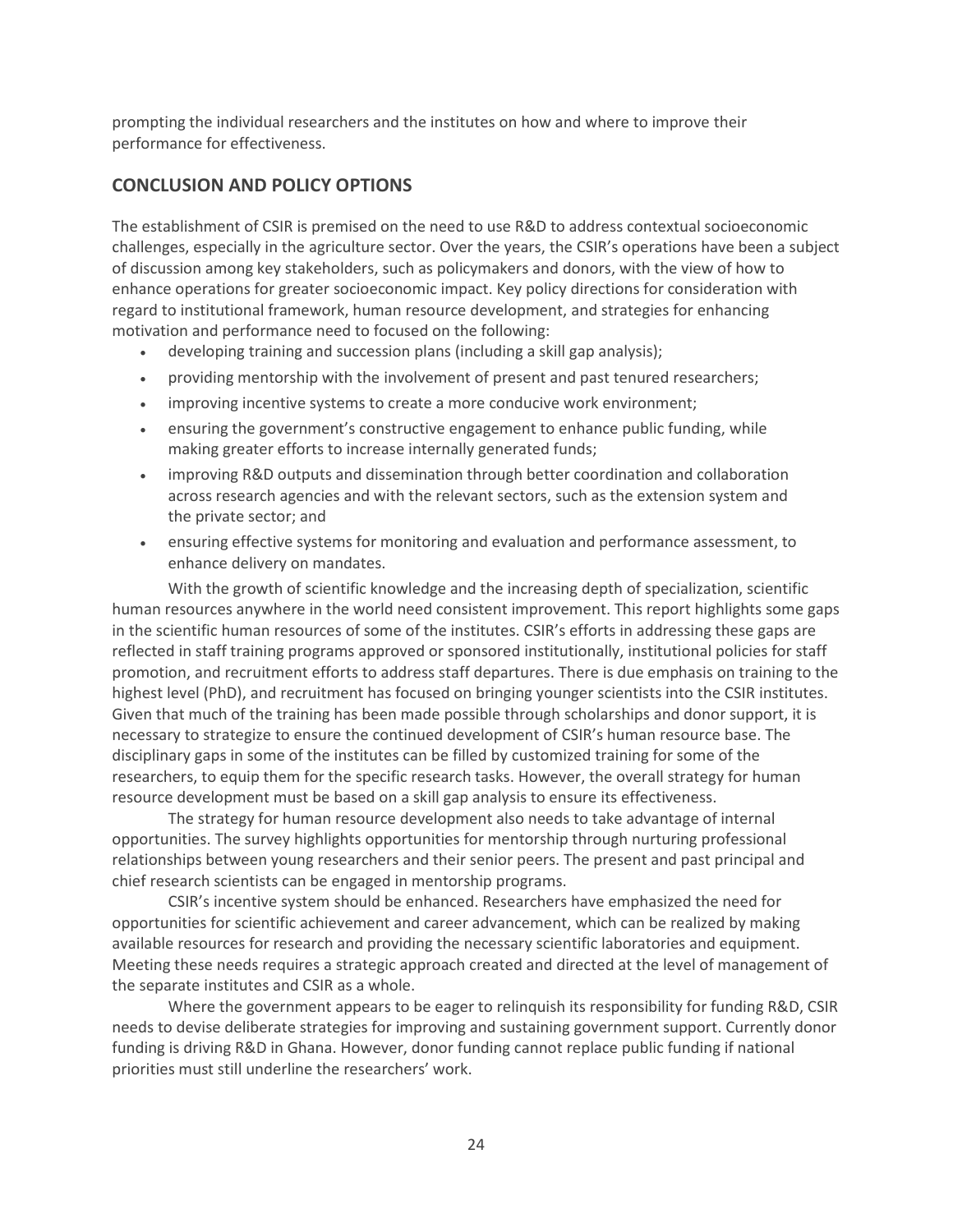prompting the individual researchers and the institutes on how and where to improve their performance for effectiveness.

## CONCLUSION AND POLICY OPTIONS

The establishment of CSIR is premised on the need to use R&D to address contextual socioeconomic challenges, especially in the agriculture sector. Over the years, the CSIR's operations have been a subject of discussion among key stakeholders, such as policymakers and donors, with the view of how to enhance operations for greater socioeconomic impact. Key policy directions for consideration with regard to institutional framework, human resource development, and strategies for enhancing motivation and performance need to focused on the following:

- developing training and succession plans (including a skill gap analysis);
- providing mentorship with the involvement of present and past tenured researchers;
- improving incentive systems to create a more conducive work environment;
- ensuring the government's constructive engagement to enhance public funding, while making greater efforts to increase internally generated funds;
- improving R&D outputs and dissemination through better coordination and collaboration across research agencies and with the relevant sectors, such as the extension system and the private sector; and
- ensuring effective systems for monitoring and evaluation and performance assessment, to enhance delivery on mandates.

With the growth of scientific knowledge and the increasing depth of specialization, scientific human resources anywhere in the world need consistent improvement. This report highlights some gaps in the scientific human resources of some of the institutes. CSIR's efforts in addressing these gaps are reflected in staff training programs approved or sponsored institutionally, institutional policies for staff promotion, and recruitment efforts to address staff departures. There is due emphasis on training to the highest level (PhD), and recruitment has focused on bringing younger scientists into the CSIR institutes. Given that much of the training has been made possible through scholarships and donor support, it is necessary to strategize to ensure the continued development of CSIR's human resource base. The disciplinary gaps in some of the institutes can be filled by customized training for some of the researchers, to equip them for the specific research tasks. However, the overall strategy for human resource development must be based on a skill gap analysis to ensure its effectiveness.

The strategy for human resource development also needs to take advantage of internal opportunities. The survey highlights opportunities for mentorship through nurturing professional relationships between young researchers and their senior peers. The present and past principal and chief research scientists can be engaged in mentorship programs.

CSIR's incentive system should be enhanced. Researchers have emphasized the need for opportunities for scientific achievement and career advancement, which can be realized by making available resources for research and providing the necessary scientific laboratories and equipment. Meeting these needs requires a strategic approach created and directed at the level of management of the separate institutes and CSIR as a whole.

Where the government appears to be eager to relinquish its responsibility for funding R&D, CSIR needs to devise deliberate strategies for improving and sustaining government support. Currently donor funding is driving R&D in Ghana. However, donor funding cannot replace public funding if national priorities must still underline the researchers' work.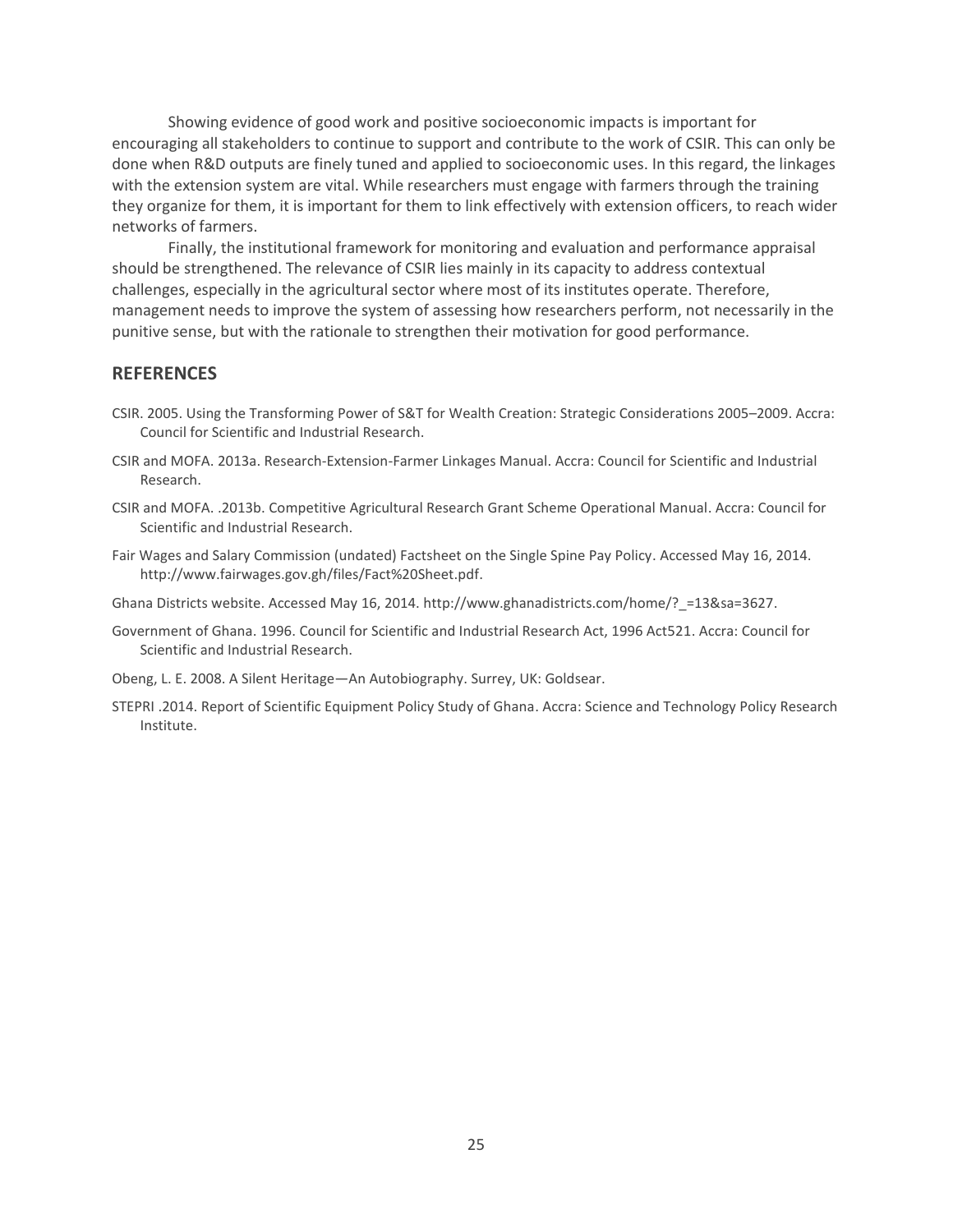Showing evidence of good work and positive socioeconomic impacts is important for encouraging all stakeholders to continue to support and contribute to the work of CSIR. This can only be done when R&D outputs are finely tuned and applied to socioeconomic uses. In this regard, the linkages with the extension system are vital. While researchers must engage with farmers through the training they organize for them, it is important for them to link effectively with extension officers, to reach wider networks of farmers.

Finally, the institutional framework for monitoring and evaluation and performance appraisal should be strengthened. The relevance of CSIR lies mainly in its capacity to address contextual challenges, especially in the agricultural sector where most of its institutes operate. Therefore, management needs to improve the system of assessing how researchers perform, not necessarily in the punitive sense, but with the rationale to strengthen their motivation for good performance.

## REFERENCES

CSIR. 2005. Using the Transforming Power of S&T for Wealth Creation: Strategic Considerations 2005–2009. Accra: Council for Scientific and Industrial Research.

CSIR and MOFA. 2013a. Research-Extension-Farmer Linkages Manual. Accra: Council for Scientific and Industrial Research.

CSIR and MOFA. .2013b. Competitive Agricultural Research Grant Scheme Operational Manual. Accra: Council for Scientific and Industrial Research.

Fair Wages and Salary Commission (undated) Factsheet on the Single Spine Pay Policy. Accessed May 16, 2014. http://www.fairwages.gov.gh/files/Fact%20Sheet.pdf.

Ghana Districts website. Accessed May 16, 2014. http://www.ghanadistricts.com/home/?_=13&sa=3627.

Government of Ghana. 1996. Council for Scientific and Industrial Research Act, 1996 Act521. Accra: Council for Scientific and Industrial Research.

Obeng, L. E. 2008. A Silent Heritage—An Autobiography. Surrey, UK: Goldsear.

STEPRI .2014. Report of Scientific Equipment Policy Study of Ghana. Accra: Science and Technology Policy Research Institute.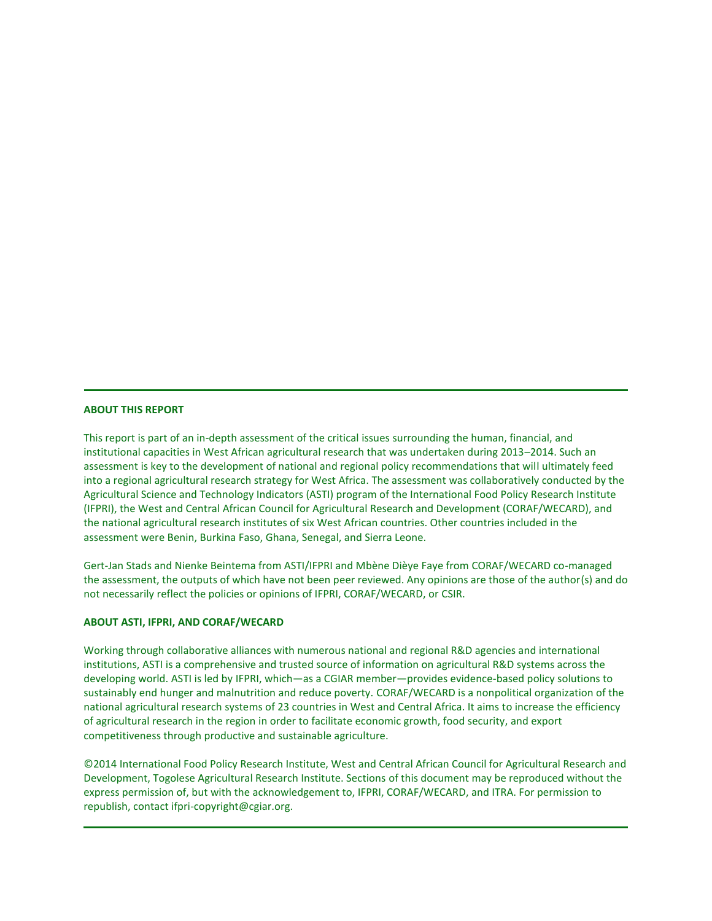**ABOUT THIS REPORT**

This report is part of an in-depth assessment of the critical issues surrounding the human, financial, and institutional capacities in West African agricultural research that was undertaken during 2013–2014. Such an assessment is key to the development of national and regional policy recommendations that will ultimately feed into a regional agricultural research strategy for West Africa. The assessment was collaboratively conducted by the Agricultural Science and Technology Indicators (ASTI) program of the International Food Policy Research Institute (IFPRI), the West and Central African Council for Agricultural Research and Development (CORAF/WECARD), and the national agricultural research institutes of six West African countries. Other countries included in the assessment were Benin, Burkina Faso, Ghana, Senegal, and Sierra Leone.

Gert-Jan Stads and Nienke Beintema from ASTI/IFPRI and Mbène Dièye Faye from CORAF/WECARD co-managed the assessment, the outputs of which have not been peer reviewed. Any opinions are those of the author(s) and do not necessarily reflect the policies or opinions of IFPRI, CORAF/WECARD, or CSIR.

**ABOUT ASTI, IFPRI, AND CORAF/WECARD**

Working through collaborative alliances with numerous national and regional R&D agencies and international institutions, ASTI is a comprehensive and trusted source of information on agricultural R&D systems across the developing world. ASTI is led by IFPRI, which—as a CGIAR member—provides evidence-based policy solutions to sustainably end hunger and malnutrition and reduce poverty. CORAF/WECARD is a nonpolitical organization of the national agricultural research systems of 23 countries in West and Central Africa. It aims to increase the efficiency of agricultural research in the region in order to facilitate economic growth, food security, and export competitiveness through productive and sustainable agriculture.

©2014 International Food Policy Research Institute, West and Central African Council for Agricultural Research and Development, Togolese Agricultural Research Institute. Sections of this document may be reproduced without the express permission of, but with the acknowledgement to, IFPRI, CORAF/WECARD, and ITRA. For permission to republish, contact ifpri-copyright@cgiar.org.